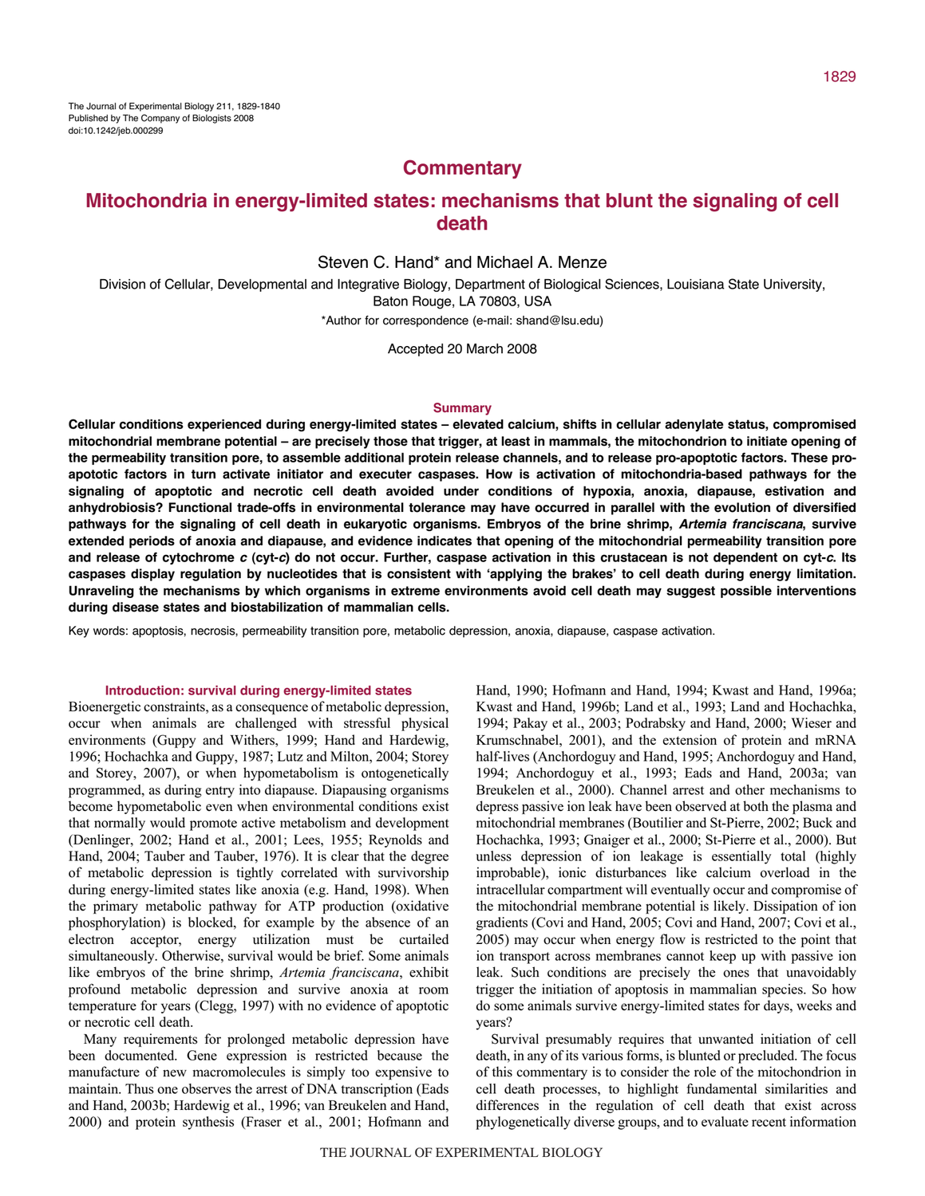The Journal of Experimental Biology 211, 1829-1840
Published by The Company of Biologists 2008
doi:10.1242/jeb.000299

## Commentary

# Mitochondria in energy-limited states: mechanisms that blunt the signaling of cell death

Steven C. Hand* and Michael A. Menze

Division of Cellular, Developmental and Integrative Biology, Department of Biological Sciences, Louisiana State University, Baton Rouge, LA 70803, USA

*Author for correspondence (e-mail: shand@lsu.edu)

Accepted 20 March 2008

## Summary

**Cellular conditions experienced during energy-limited states – elevated calcium, shifts in cellular adenylate status, compromised mitochondrial membrane potential – are precisely those that trigger, at least in mammals, the mitochondrion to initiate opening of the permeability transition pore, to assemble additional protein release channels, and to release pro-apoptotic factors. These pro-apoptotic factors in turn activate initiator and executer caspases. How is activation of mitochondria-based pathways for the signaling of apoptotic and necrotic cell death avoided under conditions of hypoxia, anoxia, diapause, estivation and anhydrobiosis? Functional trade-offs in environmental tolerance may have occurred in parallel with the evolution of diversified pathways for the signaling of cell death in eukaryotic organisms. Embryos of the brine shrimp, *Artemia franciscana*, survive extended periods of anoxia and diapause, and evidence indicates that opening of the mitochondrial permeability transition pore and release of cytochrome *c* (cyt-*c*) do not occur. Further, caspase activation in this crustacean is not dependent on cyt-*c*. Its caspases display regulation by nucleotides that is consistent with 'applying the brakes' to cell death during energy limitation. Unraveling the mechanisms by which organisms in extreme environments avoid cell death may suggest possible interventions during disease states and biostabilization of mammalian cells.**

Key words: apoptosis, necrosis, permeability transition pore, metabolic depression, anoxia, diapause, caspase activation.

## Introduction: survival during energy-limited states

Bioenergetic constraints, as a consequence of metabolic depression, occur when animals are challenged with stressful physical environments (Guppy and Withers, 1999; Hand and Hardewig, 1996; Hochachka and Guppy, 1987; Lutz and Milton, 2004; Storey and Storey, 2007), or when hypometabolism is ontogenetically programmed, as during entry into diapause. Diapausing organisms become hypometabolic even when environmental conditions exist that normally would promote active metabolism and development (Denlinger, 2002; Hand et al., 2001; Lees, 1955; Reynolds and Hand, 2004; Tauber and Tauber, 1976). It is clear that the degree of metabolic depression is tightly correlated with survivorship during energy-limited states like anoxia (e.g. Hand, 1998). When the primary metabolic pathway for ATP production (oxidative phosphorylation) is blocked, for example by the absence of an electron acceptor, energy utilization must be curtailed simultaneously. Otherwise, survival would be brief. Some animals like embryos of the brine shrimp, *Artemia franciscana*, exhibit profound metabolic depression and survive anoxia at room temperature for years (Clegg, 1997) with no evidence of apoptotic or necrotic cell death.

Many requirements for prolonged metabolic depression have been documented. Gene expression is restricted because the manufacture of new macromolecules is simply too expensive to maintain. Thus one observes the arrest of DNA transcription (Eads and Hand, 2003b; Hardewig et al., 1996; van Breukelen and Hand, 2000) and protein synthesis (Fraser et al., 2001; Hofmann and Hand, 1990; Hofmann and Hand, 1994; Kwast and Hand, 1996a; Kwast and Hand, 1996b; Land et al., 1993; Land and Hochachka, 1994; Pakay et al., 2003; Podrabsky and Hand, 2000; Wieser and Krumschnabel, 2001), and the extension of protein and mRNA half-lives (Anchordoguy and Hand, 1995; Anchordoguy and Hand, 1994; Anchordoguy et al., 1993; Eads and Hand, 2003a; van Breukelen et al., 2000). Channel arrest and other mechanisms to depress passive ion leak have been observed at both the plasma and mitochondrial membranes (Boutilier and St-Pierre, 2002; Buck and Hochachka, 1993; Gnaiger et al., 2000; St-Pierre et al., 2000). But unless depression of ion leakage is essentially total (highly improbable), ionic disturbances like calcium overload in the intracellular compartment will eventually occur and compromise of the mitochondrial membrane potential is likely. Dissipation of ion gradients (Covi and Hand, 2005; Covi and Hand, 2007; Covi et al., 2005) may occur when energy flow is restricted to the point that ion transport across membranes cannot keep up with passive ion leak. Such conditions are precisely the ones that unavoidably trigger the initiation of apoptosis in mammalian species. So how do some animals survive energy-limited states for days, weeks and years?

Survival presumably requires that unwanted initiation of cell death, in any of its various forms, is blunted or precluded. The focus of this commentary is to consider the role of the mitochondrion in cell death processes, to highlight fundamental similarities and differences in the regulation of cell death that exist across phylogenetically diverse groups, and to evaluate recent information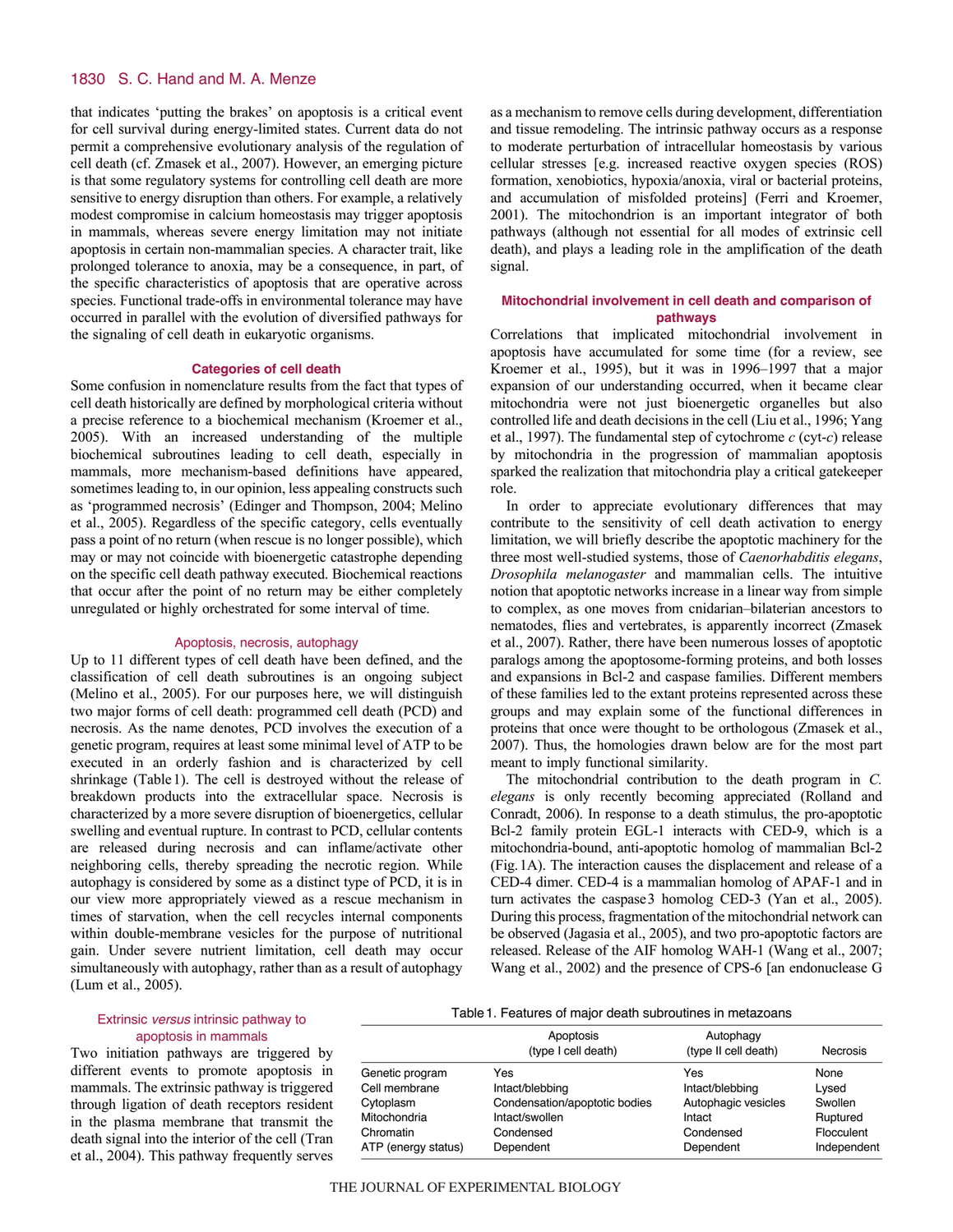that indicates 'putting the brakes' on apoptosis is a critical event for cell survival during energy-limited states. Current data do not permit a comprehensive evolutionary analysis of the regulation of cell death (cf. Zmasek et al., 2007). However, an emerging picture is that some regulatory systems for controlling cell death are more sensitive to energy disruption than others. For example, a relatively modest compromise in calcium homeostasis may trigger apoptosis in mammals, whereas severe energy limitation may not initiate apoptosis in certain non-mammalian species. A character trait, like prolonged tolerance to anoxia, may be a consequence, in part, of the specific characteristics of apoptosis that are operative across species. Functional trade-offs in environmental tolerance may have occurred in parallel with the evolution of diversified pathways for the signaling of cell death in eukaryotic organisms.

## Categories of cell death

Some confusion in nomenclature results from the fact that types of cell death historically are defined by morphological criteria without a precise reference to a biochemical mechanism (Kroemer et al., 2005). With an increased understanding of the multiple biochemical subroutines leading to cell death, especially in mammals, more mechanism-based definitions have appeared, sometimes leading to, in our opinion, less appealing constructs such as 'programmed necrosis' (Edinger and Thompson, 2004; Melino et al., 2005). Regardless of the specific category, cells eventually pass a point of no return (when rescue is no longer possible), which may or may not coincide with bioenergetic catastrophe depending on the specific cell death pathway executed. Biochemical reactions that occur after the point of no return may be either completely unregulated or highly orchestrated for some interval of time.

### Apoptosis, necrosis, autophagy

Up to 11 different types of cell death have been defined, and the classification of cell death subroutines is an ongoing subject (Melino et al., 2005). For our purposes here, we will distinguish two major forms of cell death: programmed cell death (PCD) and necrosis. As the name denotes, PCD involves the execution of a genetic program, requires at least some minimal level of ATP to be executed in an orderly fashion and is characterized by cell shrinkage (Table 1). The cell is destroyed without the release of breakdown products into the extracellular space. Necrosis is characterized by a more severe disruption of bioenergetics, cellular swelling and eventual rupture. In contrast to PCD, cellular contents are released during necrosis and can inflame/activate other neighboring cells, thereby spreading the necrotic region. While autophagy is considered by some as a distinct type of PCD, it is in our view more appropriately viewed as a rescue mechanism in times of starvation, when the cell recycles internal components within double-membrane vesicles for the purpose of nutritional gain. Under severe nutrient limitation, cell death may occur simultaneously with autophagy, rather than as a result of autophagy (Lum et al., 2005).

### Extrinsic *versus* intrinsic pathway to apoptosis in mammals

Two initiation pathways are triggered by different events to promote apoptosis in mammals. The extrinsic pathway is triggered through ligation of death receptors resident in the plasma membrane that transmit the death signal into the interior of the cell (Tran et al., 2004). This pathway frequently serves as a mechanism to remove cells during development, differentiation and tissue remodeling. The intrinsic pathway occurs as a response to moderate perturbation of intracellular homeostasis by various cellular stresses [e.g. increased reactive oxygen species (ROS) formation, xenobiotics, hypoxia/anoxia, viral or bacterial proteins, and accumulation of misfolded proteins] (Ferri and Kroemer, 2001). The mitochondrion is an important integrator of both pathways (although not essential for all modes of extrinsic cell death), and plays a leading role in the amplification of the death signal.

Table 1. Features of major death subroutines in metazoans

| | Apoptosis (type I cell death) | Autophagy (type II cell death) | Necrosis |
|---|---|---|---|
| Genetic program | Yes | Yes | None |
| Cell membrane | Intact/blebbing | Intact/blebbing | Lysed |
| Cytoplasm | Condensation/apoptotic bodies | Autophagic vesicles | Swollen |
| Mitochondria | Intact/swollen | Intact | Ruptured |
| Chromatin | Condensed | Condensed | Flocculent |
| ATP (energy status) | Dependent | Dependent | Independent |

## Mitochondrial involvement in cell death and comparison of pathways

Correlations that implicated mitochondrial involvement in apoptosis have accumulated for some time (for a review, see Kroemer et al., 1995), but it was in 1996–1997 that a major expansion of our understanding occurred, when it became clear mitochondria were not just bioenergetic organelles but also controlled life and death decisions in the cell (Liu et al., 1996; Yang et al., 1997). The fundamental step of cytochrome *c* (cyt-*c*) release by mitochondria in the progression of mammalian apoptosis sparked the realization that mitochondria play a critical gatekeeper role.

In order to appreciate evolutionary differences that may contribute to the sensitivity of cell death activation to energy limitation, we will briefly describe the apoptotic machinery for the three most well-studied systems, those of *Caenorhabditis elegans*, *Drosophila melanogaster* and mammalian cells. The intuitive notion that apoptotic networks increase in a linear way from simple to complex, as one moves from cnidarian–bilaterian ancestors to nematodes, flies and vertebrates, is apparently incorrect (Zmasek et al., 2007). Rather, there have been numerous losses of apoptotic paralogs among the apoptosome-forming proteins, and both losses and expansions in Bcl-2 and caspase families. Different members of these families led to the extant proteins represented across these groups and may explain some of the functional differences in proteins that once were thought to be orthologous (Zmasek et al., 2007). Thus, the homologies drawn below are for the most part not meant to imply functional similarity.

The mitochondrial contribution to the death program in *C. elegans* is only recently becoming appreciated (Rolland and Conradt, 2006). In response to a death stimulus, the pro-apoptotic Bcl-2 family protein EGL-1 interacts with CED-9, which is a mitochondria-bound, anti-apoptotic homolog of mammalian Bcl-2 (Fig. 1A). The interaction causes the displacement and release of a CED-4 dimer. CED-4 is a mammalian homolog of APAF-1 and in turn activates the caspase 3 homolog CED-3 (Yan et al., 2005). During this process, fragmentation of the mitochondrial network can be observed (Jagasia et al., 2005), and two pro-apoptotic factors are released. Release of the AIF homolog WAH-1 (Wang et al., 2007; Wang et al., 2002) and the presence of CPS-6 [an endonuclease G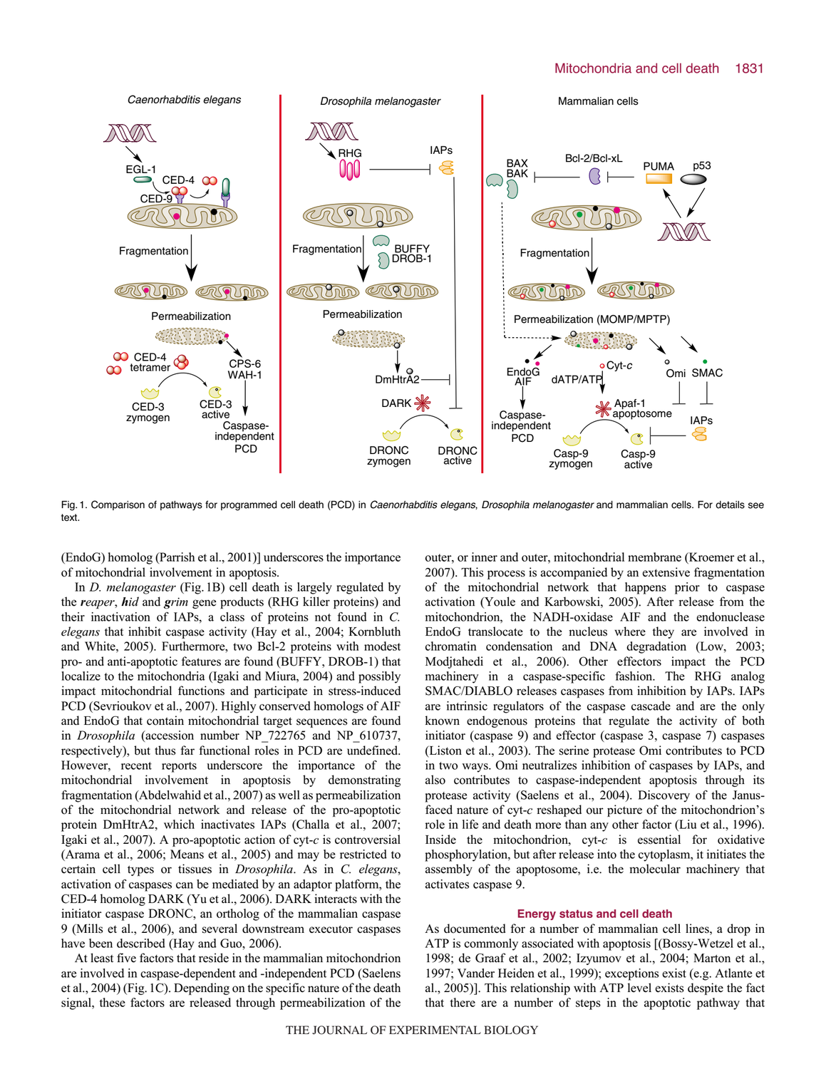Fig. 1. Comparison of pathways for programmed cell death (PCD) in *Caenorhabditis elegans*, *Drosophila melanogaster* and mammalian cells. For details see text.

(EndoG) homolog (Parrish et al., 2001)] underscores the importance of mitochondrial involvement in apoptosis.

In *D. melanogaster* (Fig. 1B) cell death is largely regulated by the ***r**eaper*, ***h**id* and ***g**rim* gene products (RHG killer proteins) and their inactivation of IAPs, a class of proteins not found in *C. elegans* that inhibit caspase activity (Hay et al., 2004; Kornbluth and White, 2005). Furthermore, two Bcl-2 proteins with modest pro- and anti-apoptotic features are found (BUFFY, DROB-1) that localize to the mitochondria (Igaki and Miura, 2004) and possibly impact mitochondrial functions and participate in stress-induced PCD (Sevrioukov et al., 2007). Highly conserved homologs of AIF and EndoG that contain mitochondrial target sequences are found in *Drosophila* (accession number NP_722765 and NP_610737, respectively), but thus far functional roles in PCD are undefined. However, recent reports underscore the importance of the mitochondrial involvement in apoptosis by demonstrating fragmentation (Abdelwahid et al., 2007) as well as permeabilization of the mitochondrial network and release of the pro-apoptotic protein DmHtrA2, which inactivates IAPs (Challa et al., 2007; Igaki et al., 2007). A pro-apoptotic action of cyt-*c* is controversial (Arama et al., 2006; Means et al., 2005) and may be restricted to certain cell types or tissues in *Drosophila*. As in *C. elegans*, activation of caspases can be mediated by an adaptor platform, the CED-4 homolog DARK (Yu et al., 2006). DARK interacts with the initiator caspase DRONC, an ortholog of the mammalian caspase 9 (Mills et al., 2006), and several downstream executor caspases have been described (Hay and Guo, 2006).

At least five factors that reside in the mammalian mitochondrion are involved in caspase-dependent and -independent PCD (Saelens et al., 2004) (Fig. 1C). Depending on the specific nature of the death signal, these factors are released through permeabilization of the outer, or inner and outer, mitochondrial membrane (Kroemer et al., 2007). This process is accompanied by an extensive fragmentation of the mitochondrial network that happens prior to caspase activation (Youle and Karbowski, 2005). After release from the mitochondrion, the NADH-oxidase AIF and the endonuclease EndoG translocate to the nucleus where they are involved in chromatin condensation and DNA degradation (Low, 2003; Modjtahedi et al., 2006). Other effectors impact the PCD machinery in a caspase-specific fashion. The RHG analog SMAC/DIABLO releases caspases from inhibition by IAPs. IAPs are intrinsic regulators of the caspase cascade and are the only known endogenous proteins that regulate the activity of both initiator (caspase 9) and effector (caspase 3, caspase 7) caspases (Liston et al., 2003). The serine protease Omi contributes to PCD in two ways. Omi neutralizes inhibition of caspases by IAPs, and also contributes to caspase-independent apoptosis through its protease activity (Saelens et al., 2004). Discovery of the Janus-faced nature of cyt-*c* reshaped our picture of the mitochondrion's role in life and death more than any other factor (Liu et al., 1996). Inside the mitochondrion, cyt-*c* is essential for oxidative phosphorylation, but after release into the cytoplasm, it initiates the assembly of the apoptosome, i.e. the molecular machinery that activates caspase 9.

## Energy status and cell death

As documented for a number of mammalian cell lines, a drop in ATP is commonly associated with apoptosis [(Bossy-Wetzel et al., 1998; de Graaf et al., 2002; Izyumov et al., 2004; Marton et al., 1997; Vander Heiden et al., 1999); exceptions exist (e.g. Atlante et al., 2005)]. This relationship with ATP level exists despite the fact that there are a number of steps in the apoptotic pathway that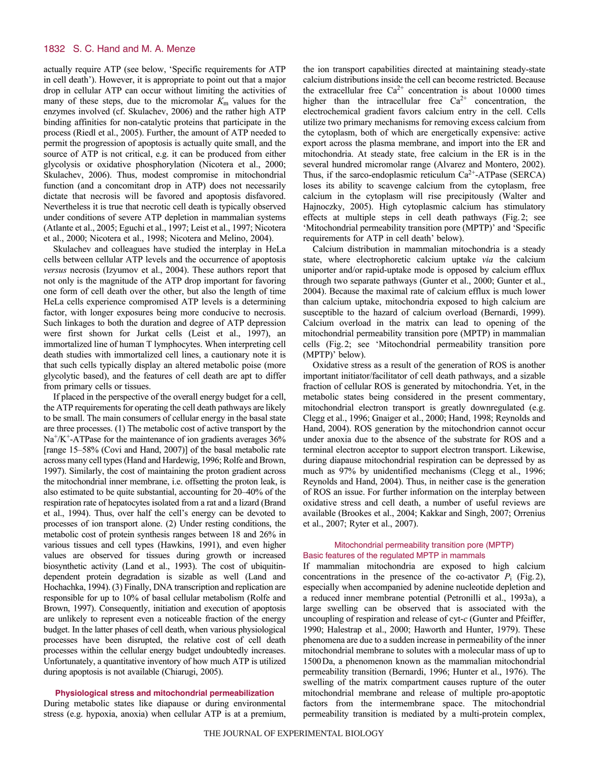actually require ATP (see below, 'Specific requirements for ATP in cell death'). However, it is appropriate to point out that a major drop in cellular ATP can occur without limiting the activities of many of these steps, due to the micromolar $K_m$ values for the enzymes involved (cf. Skulachev, 2006) and the rather high ATP binding affinities for non-catalytic proteins that participate in the process (Riedl et al., 2005). Further, the amount of ATP needed to permit the progression of apoptosis is actually quite small, and the source of ATP is not critical, e.g. it can be produced from either glycolysis or oxidative phosphorylation (Nicotera et al., 2000; Skulachev, 2006). Thus, modest compromise in mitochondrial function (and a concomitant drop in ATP) does not necessarily dictate that necrosis will be favored and apoptosis disfavored. Nevertheless it is true that necrotic cell death is typically observed under conditions of severe ATP depletion in mammalian systems (Atlante et al., 2005; Eguchi et al., 1997; Leist et al., 1997; Nicotera et al., 2000; Nicotera et al., 1998; Nicotera and Melino, 2004).

Skulachev and colleagues have studied the interplay in HeLa cells between cellular ATP levels and the occurrence of apoptosis *versus* necrosis (Izyumov et al., 2004). These authors report that not only is the magnitude of the ATP drop important for favoring one form of cell death over the other, but also the length of time HeLa cells experience compromised ATP levels is a determining factor, with longer exposures being more conducive to necrosis. Such linkages to both the duration and degree of ATP depression were first shown for Jurkat cells (Leist et al., 1997), an immortalized line of human T lymphocytes. When interpreting cell death studies with immortalized cell lines, a cautionary note it is that such cells typically display an altered metabolic poise (more glycolytic based), and the features of cell death are apt to differ from primary cells or tissues.

If placed in the perspective of the overall energy budget for a cell, the ATP requirements for operating the cell death pathways are likely to be small. The main consumers of cellular energy in the basal state are three processes. (1) The metabolic cost of active transport by the $Na^+/K^+$-ATPase for the maintenance of ion gradients averages 36% [range 15–58% (Covi and Hand, 2007)] of the basal metabolic rate across many cell types (Hand and Hardewig, 1996; Rolfe and Brown, 1997). Similarly, the cost of maintaining the proton gradient across the mitochondrial inner membrane, i.e. offsetting the proton leak, is also estimated to be quite substantial, accounting for 20–40% of the respiration rate of hepatocytes isolated from a rat and a lizard (Brand et al., 1994). Thus, over half the cell's energy can be devoted to processes of ion transport alone. (2) Under resting conditions, the metabolic cost of protein synthesis ranges between 18 and 26% in various tissues and cell types (Hawkins, 1991), and even higher values are observed for tissues during growth or increased biosynthetic activity (Land et al., 1993). The cost of ubiquitin-dependent protein degradation is sizable as well (Land and Hochachka, 1994). (3) Finally, DNA transcription and replication are responsible for up to 10% of basal cellular metabolism (Rolfe and Brown, 1997). Consequently, initiation and execution of apoptosis are unlikely to represent even a noticeable fraction of the energy budget. In the latter phases of cell death, when various physiological processes have been disrupted, the relative cost of cell death processes within the cellular energy budget undoubtedly increases. Unfortunately, a quantitative inventory of how much ATP is utilized during apoptosis is not available (Chiarugi, 2005).

## Physiological stress and mitochondrial permeabilization

During metabolic states like diapause or during environmental stress (e.g. hypoxia, anoxia) when cellular ATP is at a premium, the ion transport capabilities directed at maintaining steady-state calcium distributions inside the cell can become restricted. Because the extracellular free $Ca^{2+}$ concentration is about 10 000 times higher than the intracellular free $Ca^{2+}$ concentration, the electrochemical gradient favors calcium entry in the cell. Cells utilize two primary mechanisms for removing excess calcium from the cytoplasm, both of which are energetically expensive: active export across the plasma membrane, and import into the ER and mitochondria. At steady state, free calcium in the ER is in the several hundred micromolar range (Alvarez and Montero, 2002). Thus, if the sarco-endoplasmic reticulum $Ca^{2+}$-ATPase (SERCA) loses its ability to scavenge calcium from the cytoplasm, free calcium in the cytoplasm will rise precipitously (Walter and Hajnoczky, 2005). High cytoplasmic calcium has stimulatory effects at multiple steps in cell death pathways (Fig. 2; see 'Mitochondrial permeability transition pore (MPTP)' and 'Specific requirements for ATP in cell death' below).

Calcium distribution in mammalian mitochondria is a steady state, where electrophoretic calcium uptake *via* the calcium uniporter and/or rapid-uptake mode is opposed by calcium efflux through two separate pathways (Gunter et al., 2000; Gunter et al., 2004). Because the maximal rate of calcium efflux is much lower than calcium uptake, mitochondria exposed to high calcium are susceptible to the hazard of calcium overload (Bernardi, 1999). Calcium overload in the matrix can lead to opening of the mitochondrial permeability transition pore (MPTP) in mammalian cells (Fig. 2; see 'Mitochondrial permeability transition pore (MPTP)' below).

Oxidative stress as a result of the generation of ROS is another important initiator/facilitator of cell death pathways, and a sizable fraction of cellular ROS is generated by mitochondria. Yet, in the metabolic states being considered in the present commentary, mitochondrial electron transport is greatly downregulated (e.g. Clegg et al., 1996; Gnaiger et al., 2000; Hand, 1998; Reynolds and Hand, 2004). ROS generation by the mitochondrion cannot occur under anoxia due to the absence of the substrate for ROS and a terminal electron acceptor to support electron transport. Likewise, during diapause mitochondrial respiration can be depressed by as much as 97% by unidentified mechanisms (Clegg et al., 1996; Reynolds and Hand, 2004). Thus, in neither case is the generation of ROS an issue. For further information on the interplay between oxidative stress and cell death, a number of useful reviews are available (Brookes et al., 2004; Kakkar and Singh, 2007; Orrenius et al., 2007; Ryter et al., 2007).

## Mitochondrial permeability transition pore (MPTP)

### Basic features of the regulated MPTP in mammals

If mammalian mitochondria are exposed to high calcium concentrations in the presence of the co-activator $P_i$ (Fig. 2), especially when accompanied by adenine nucleotide depletion and a reduced inner membrane potential (Petronilli et al., 1993a), a large swelling can be observed that is associated with the uncoupling of respiration and release of cyt-*c* (Gunter and Pfeiffer, 1990; Halestrap et al., 2000; Haworth and Hunter, 1979). These phenomena are due to a sudden increase in permeability of the inner mitochondrial membrane to solutes with a molecular mass of up to 1500 Da, a phenomenon known as the mammalian mitochondrial permeability transition (Bernardi, 1996; Hunter et al., 1976). The swelling of the matrix compartment causes rupture of the outer mitochondrial membrane and release of multiple pro-apoptotic factors from the intermembrane space. The mitochondrial permeability transition is mediated by a multi-protein complex,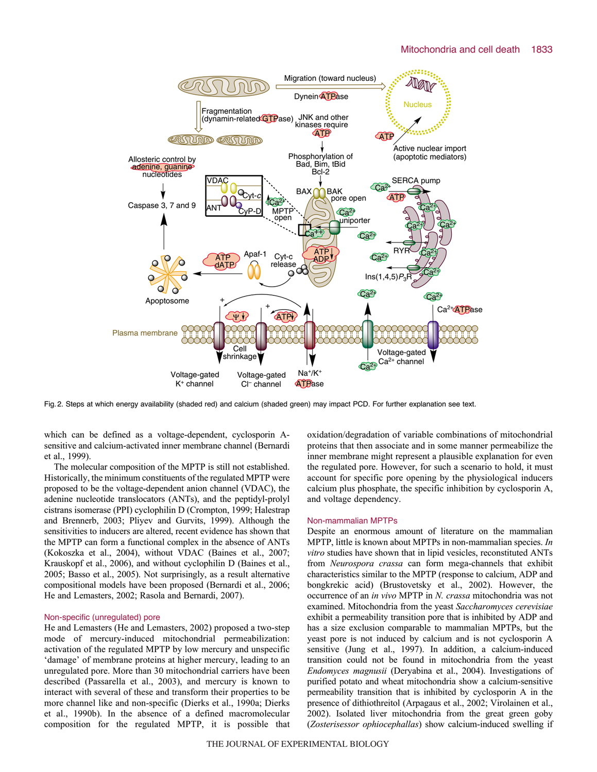Fig. 2. Steps at which energy availability (shaded red) and calcium (shaded green) may impact PCD. For further explanation see text.

which can be defined as a voltage-dependent, cyclosporin A-sensitive and calcium-activated inner membrane channel (Bernardi et al., 1999).

The molecular composition of the MPTP is still not established. Historically, the minimum constituents of the regulated MPTP were proposed to be the voltage-dependent anion channel (VDAC), the adenine nucleotide translocators (ANTs), and the peptidyl-prolyl cistrans isomerase (PPI) cyclophilin D (Crompton, 1999; Halestrap and Brennerb, 2003; Pliyev and Gurvits, 1999). Although the sensitivities to inducers are altered, recent evidence has shown that the MPTP can form a functional complex in the absence of ANTs (Kokoszka et al., 2004), without VDAC (Baines et al., 2007; Krauskopf et al., 2006), and without cyclophilin D (Baines et al., 2005; Basso et al., 2005). Not surprisingly, as a result alternative compositional models have been proposed (Bernardi et al., 2006; He and Lemasters, 2002; Rasola and Bernardi, 2007).

## Non-specific (unregulated) pore

He and Lemasters (He and Lemasters, 2002) proposed a two-step mode of mercury-induced mitochondrial permeabilization: activation of the regulated MPTP by low mercury and unspecific 'damage' of membrane proteins at higher mercury, leading to an unregulated pore. More than 30 mitochondrial carriers have been described (Passarella et al., 2003), and mercury is known to interact with several of these and transform their properties to be more channel like and non-specific (Dierks et al., 1990a; Dierks et al., 1990b). In the absence of a defined macromolecular composition for the regulated MPTP, it is possible that oxidation/degradation of variable combinations of mitochondrial proteins that then associate and in some manner permeabilize the inner membrane might represent a plausible explanation for even the regulated pore. However, for such a scenario to hold, it must account for specific pore opening by the physiological inducers calcium plus phosphate, the specific inhibition by cyclosporin A, and voltage dependency.

## Non-mammalian MPTPs

Despite an enormous amount of literature on the mammalian MPTP, little is known about MPTPs in non-mammalian species. *In vitro* studies have shown that in lipid vesicles, reconstituted ANTs from *Neurospora crassa* can form mega-channels that exhibit characteristics similar to the MPTP (response to calcium, ADP and bongkrekic acid) (Brustovetsky et al., 2002). However, the occurrence of an *in vivo* MPTP in *N. crassa* mitochondria was not examined. Mitochondria from the yeast *Saccharomyces cerevisiae* exhibit a permeability transition pore that is inhibited by ADP and has a size exclusion comparable to mammalian MPTPs, but the yeast pore is not induced by calcium and is not cyclosporin A sensitive (Jung et al., 1997). In addition, a calcium-induced transition could not be found in mitochondria from the yeast *Endomyces magnusii* (Deryabina et al., 2004). Investigations of purified potato and wheat mitochondria show a calcium-sensitive permeability transition that is inhibited by cyclosporin A in the presence of dithiothreitol (Arpagaus et al., 2002; Virolainen et al., 2002). Isolated liver mitochondria from the great green goby (*Zosterisessor ophiocephallas*) show calcium-induced swelling if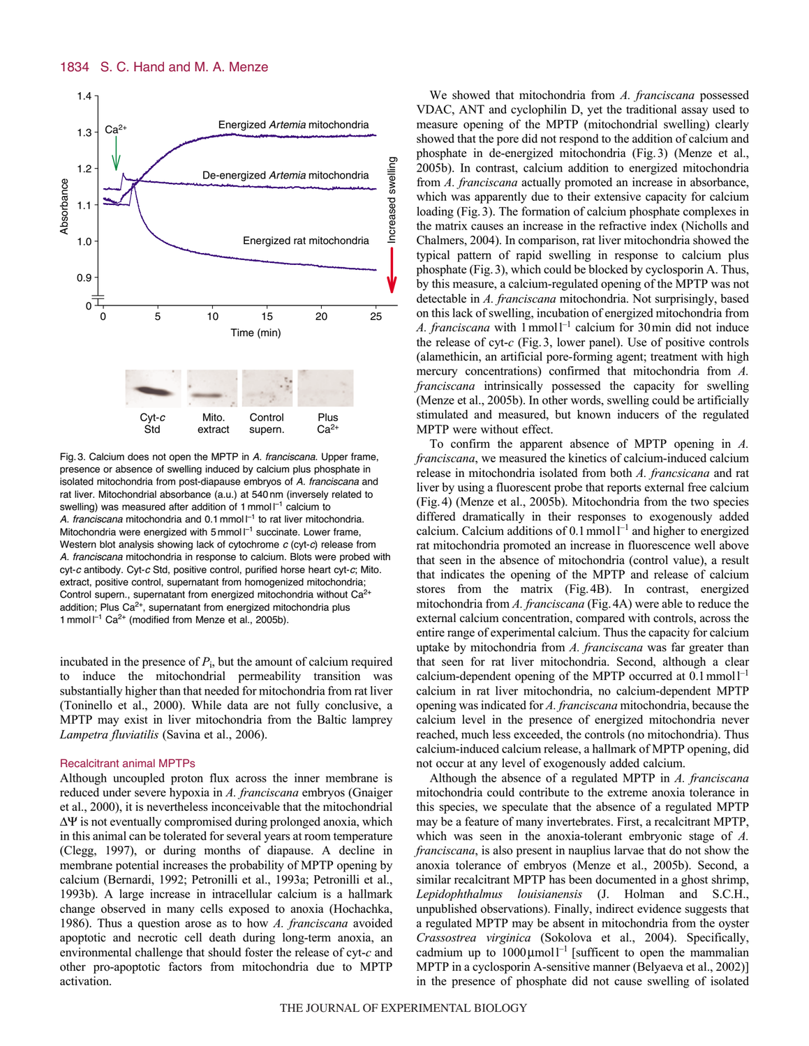Fig. 3. Calcium does not open the MPTP in *A. franciscana*. Upper frame, presence or absence of swelling induced by calcium plus phosphate in isolated mitochondria from post-diapause embryos of *A. franciscana* and rat liver. Mitochondrial absorbance (a.u.) at 540 nm (inversely related to swelling) was measured after addition of 1 mmol $l^{-1}$ calcium to *A. franciscana* mitochondria and 0.1 mmol $l^{-1}$ to rat liver mitochondria. Mitochondria were energized with 5 mmol $l^{-1}$ succinate. Lower frame, Western blot analysis showing lack of cytochrome *c* (cyt-*c*) release from *A. franciscana* mitochondria in response to calcium. Blots were probed with cyt-*c* antibody. Cyt-*c* Std, positive control, purified horse heart cyt-*c*; Mito. extract, positive control, supernatant from homogenized mitochondria; Control supern., supernatant from energized mitochondria without $Ca^{2+}$ addition; Plus $Ca^{2+}$, supernatant from energized mitochondria plus 1 mmol $l^{-1}$ $Ca^{2+}$ (modified from Menze et al., 2005b).

incubated in the presence of $P_i$, but the amount of calcium required to induce the mitochondrial permeability transition was substantially higher than that needed for mitochondria from rat liver (Toninello et al., 2000). While data are not fully conclusive, a MPTP may exist in liver mitochondria from the Baltic lamprey *Lampetra fluviatilis* (Savina et al., 2006).

## Recalcitrant animal MPTPs

Although uncoupled proton flux across the inner membrane is reduced under severe hypoxia in *A. franciscana* embryos (Gnaiger et al., 2000), it is nevertheless inconceivable that the mitochondrial $\Delta\Psi$ is not eventually compromised during prolonged anoxia, which in this animal can be tolerated for several years at room temperature (Clegg, 1997), or during months of diapause. A decline in membrane potential increases the probability of MPTP opening by calcium (Bernardi, 1992; Petronilli et al., 1993a; Petronilli et al., 1993b). A large increase in intracellular calcium is a hallmark change observed in many cells exposed to anoxia (Hochachka, 1986). Thus a question arose as to how *A. franciscana* avoided apoptotic and necrotic cell death during long-term anoxia, an environmental challenge that should foster the release of cyt-*c* and other pro-apoptotic factors from mitochondria due to MPTP activation.

We showed that mitochondria from *A. franciscana* possessed VDAC, ANT and cyclophilin D, yet the traditional assay used to measure opening of the MPTP (mitochondrial swelling) clearly showed that the pore did not respond to the addition of calcium and phosphate in de-energized mitochondria (Fig. 3) (Menze et al., 2005b). In contrast, calcium addition to energized mitochondria from *A. franciscana* actually promoted an increase in absorbance, which was apparently due to their extensive capacity for calcium loading (Fig. 3). The formation of calcium phosphate complexes in the matrix causes an increase in the refractive index (Nicholls and Chalmers, 2004). In comparison, rat liver mitochondria showed the typical pattern of rapid swelling in response to calcium plus phosphate (Fig. 3), which could be blocked by cyclosporin A. Thus, by this measure, a calcium-regulated opening of the MPTP was not detectable in *A. franciscana* mitochondria. Not surprisingly, based on this lack of swelling, incubation of energized mitochondria from *A. franciscana* with 1 mmol $l^{-1}$ calcium for 30 min did not induce the release of cyt-*c* (Fig. 3, lower panel). Use of positive controls (alamethicin, an artificial pore-forming agent; treatment with high mercury concentrations) confirmed that mitochondria from *A. franciscana* intrinsically possessed the capacity for swelling (Menze et al., 2005b). In other words, swelling could be artificially stimulated and measured, but known inducers of the regulated MPTP were without effect.

To confirm the apparent absence of MPTP opening in *A. franciscana*, we measured the kinetics of calcium-induced calcium release in mitochondria isolated from both *A. francsicana* and rat liver by using a fluorescent probe that reports external free calcium (Fig. 4) (Menze et al., 2005b). Mitochondria from the two species differed dramatically in their responses to exogenously added calcium. Calcium additions of 0.1 mmol $l^{-1}$ and higher to energized rat mitochondria promoted an increase in fluorescence well above that seen in the absence of mitochondria (control value), a result that indicates the opening of the MPTP and release of calcium stores from the matrix (Fig. 4B). In contrast, energized mitochondria from *A. franciscana* (Fig. 4A) were able to reduce the external calcium concentration, compared with controls, across the entire range of experimental calcium. Thus the capacity for calcium uptake by mitochondria from *A. franciscana* was far greater than that seen for rat liver mitochondria. Second, although a clear calcium-dependent opening of the MPTP occurred at 0.1 mmol $l^{-1}$ calcium in rat liver mitochondria, no calcium-dependent MPTP opening was indicated for *A. franciscana* mitochondria, because the calcium level in the presence of energized mitochondria never reached, much less exceeded, the controls (no mitochondria). Thus calcium-induced calcium release, a hallmark of MPTP opening, did not occur at any level of exogenously added calcium.

Although the absence of a regulated MPTP in *A. franciscana* mitochondria could contribute to the extreme anoxia tolerance in this species, we speculate that the absence of a regulated MPTP may be a feature of many invertebrates. First, a recalcitrant MPTP, which was seen in the anoxia-tolerant embryonic stage of *A. franciscana*, is also present in nauplius larvae that do not show the anoxia tolerance of embryos (Menze et al., 2005b). Second, a similar recalcitrant MPTP has been documented in a ghost shrimp, *Lepidophthalmus louisianensis* (J. Holman and S.C.H., unpublished observations). Finally, indirect evidence suggests that a regulated MPTP may be absent in mitochondria from the oyster *Crassostrea virginica* (Sokolova et al., 2004). Specifically, cadmium up to 1000 μmol $l^{-1}$ [sufficent to open the mammalian MPTP in a cyclosporin A-sensitive manner (Belyaeva et al., 2002)] in the presence of phosphate did not cause swelling of isolated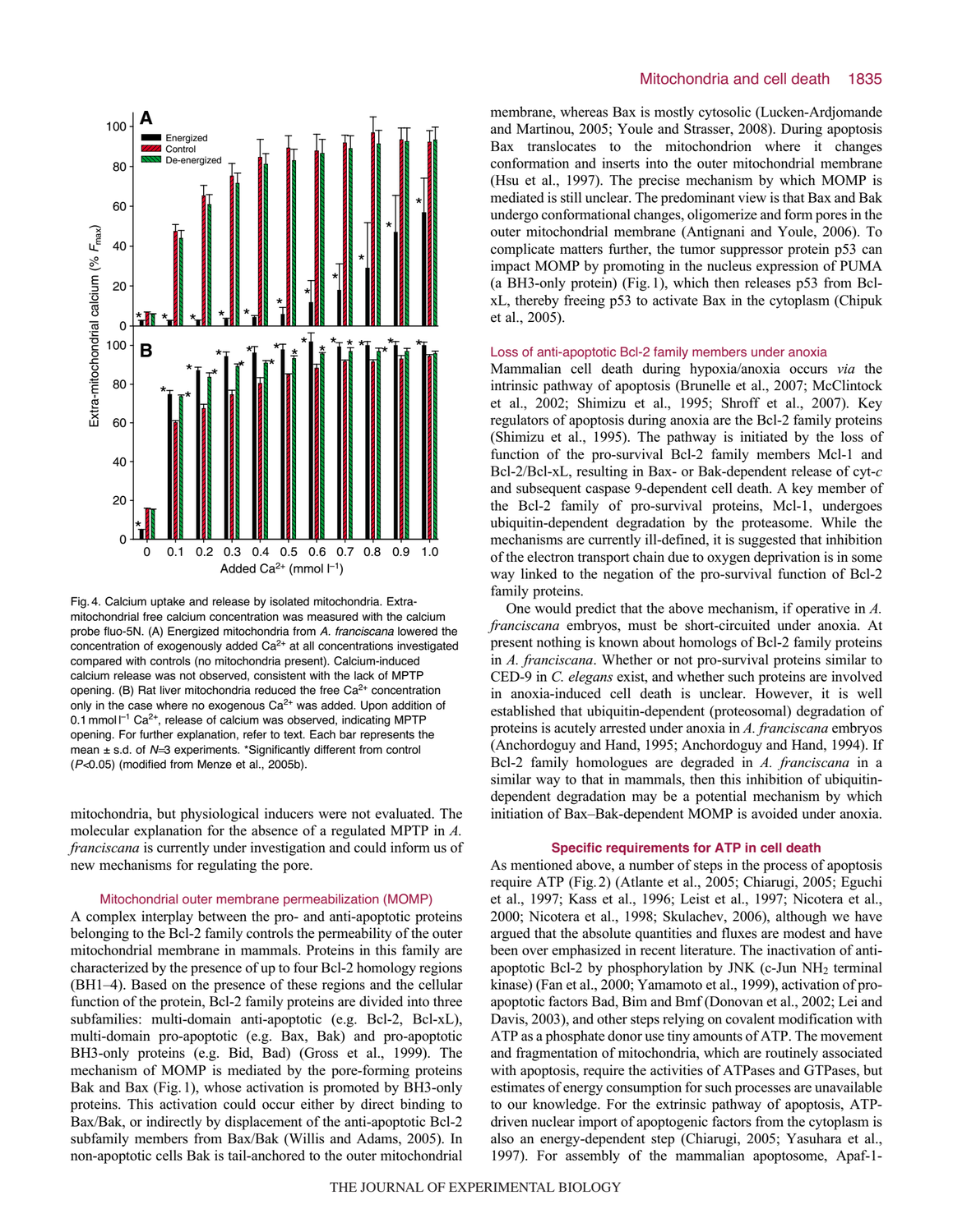Fig. 4. Calcium uptake and release by isolated mitochondria. Extra-mitochondrial free calcium concentration was measured with the calcium probe fluo-5N. (A) Energized mitochondria from *A. franciscana* lowered the concentration of exogenously added $Ca^{2+}$ at all concentrations investigated compared with controls (no mitochondria present). Calcium-induced calcium release was not observed, consistent with the lack of MPTP opening. (B) Rat liver mitochondria reduced the free $Ca^{2+}$ concentration only in the case where no exogenous $Ca^{2+}$ was added. Upon addition of 0.1 mmol $l^{-1}$ $Ca^{2+}$, release of calcium was observed, indicating MPTP opening. For further explanation, refer to text. Each bar represents the mean ± s.d. of $N$=3 experiments. *Significantly different from control ($P$<0.05) (modified from Menze et al., 2005b).

mitochondria, but physiological inducers were not evaluated. The molecular explanation for the absence of a regulated MPTP in *A. franciscana* is currently under investigation and could inform us of new mechanisms for regulating the pore.

## Mitochondrial outer membrane permeabilization (MOMP)

A complex interplay between the pro- and anti-apoptotic proteins belonging to the Bcl-2 family controls the permeability of the outer mitochondrial membrane in mammals. Proteins in this family are characterized by the presence of up to four Bcl-2 homology regions (BH1–4). Based on the presence of these regions and the cellular function of the protein, Bcl-2 family proteins are divided into three subfamilies: multi-domain anti-apoptotic (e.g. Bcl-2, Bcl-xL), multi-domain pro-apoptotic (e.g. Bax, Bak) and pro-apoptotic BH3-only proteins (e.g. Bid, Bad) (Gross et al., 1999). The mechanism of MOMP is mediated by the pore-forming proteins Bak and Bax (Fig. 1), whose activation is promoted by BH3-only proteins. This activation could occur either by direct binding to Bax/Bak, or indirectly by displacement of the anti-apoptotic Bcl-2 subfamily members from Bax/Bak (Willis and Adams, 2005). In non-apoptotic cells Bak is tail-anchored to the outer mitochondrial membrane, whereas Bax is mostly cytosolic (Lucken-Ardjomande and Martinou, 2005; Youle and Strasser, 2008). During apoptosis Bax translocates to the mitochondrion where it changes conformation and inserts into the outer mitochondrial membrane (Hsu et al., 1997). The precise mechanism by which MOMP is mediated is still unclear. The predominant view is that Bax and Bak undergo conformational changes, oligomerize and form pores in the outer mitochondrial membrane (Antignani and Youle, 2006). To complicate matters further, the tumor suppressor protein p53 can impact MOMP by promoting in the nucleus expression of PUMA (a BH3-only protein) (Fig. 1), which then releases p53 from Bcl-xL, thereby freeing p53 to activate Bax in the cytoplasm (Chipuk et al., 2005).

## Loss of anti-apoptotic Bcl-2 family members under anoxia

Mammalian cell death during hypoxia/anoxia occurs *via* the intrinsic pathway of apoptosis (Brunelle et al., 2007; McClintock et al., 2002; Shimizu et al., 1995; Shroff et al., 2007). Key regulators of apoptosis during anoxia are the Bcl-2 family proteins (Shimizu et al., 1995). The pathway is initiated by the loss of function of the pro-survival Bcl-2 family members Mcl-1 and Bcl-2/Bcl-xL, resulting in Bax- or Bak-dependent release of cyt-*c* and subsequent caspase 9-dependent cell death. A key member of the Bcl-2 family of pro-survival proteins, Mcl-1, undergoes ubiquitin-dependent degradation by the proteasome. While the mechanisms are currently ill-defined, it is suggested that inhibition of the electron transport chain due to oxygen deprivation is in some way linked to the negation of the pro-survival function of Bcl-2 family proteins.

One would predict that the above mechanism, if operative in *A. franciscana* embryos, must be short-circuited under anoxia. At present nothing is known about homologs of Bcl-2 family proteins in *A. franciscana*. Whether or not pro-survival proteins similar to CED-9 in *C. elegans* exist, and whether such proteins are involved in anoxia-induced cell death is unclear. However, it is well established that ubiquitin-dependent (proteosomal) degradation of proteins is acutely arrested under anoxia in *A. franciscana* embryos (Anchordoguy and Hand, 1995; Anchordoguy and Hand, 1994). If Bcl-2 family homologues are degraded in *A. franciscana* in a similar way to that in mammals, then this inhibition of ubiquitin-dependent degradation may be a potential mechanism by which initiation of Bax–Bak-dependent MOMP is avoided under anoxia.

## Specific requirements for ATP in cell death

As mentioned above, a number of steps in the process of apoptosis require ATP (Fig. 2) (Atlante et al., 2005; Chiarugi, 2005; Eguchi et al., 1997; Kass et al., 1996; Leist et al., 1997; Nicotera et al., 2000; Nicotera et al., 1998; Skulachev, 2006), although we have argued that the absolute quantities and fluxes are modest and have been over emphasized in recent literature. The inactivation of anti-apoptotic Bcl-2 by phosphorylation by JNK (c-Jun $NH_2$ terminal kinase) (Fan et al., 2000; Yamamoto et al., 1999), activation of pro-apoptotic factors Bad, Bim and Bmf (Donovan et al., 2002; Lei and Davis, 2003), and other steps relying on covalent modification with ATP as a phosphate donor use tiny amounts of ATP. The movement and fragmentation of mitochondria, which are routinely associated with apoptosis, require the activities of ATPases and GTPases, but estimates of energy consumption for such processes are unavailable to our knowledge. For the extrinsic pathway of apoptosis, ATP-driven nuclear import of apoptogenic factors from the cytoplasm is also an energy-dependent step (Chiarugi, 2005; Yasuhara et al., 1997). For assembly of the mammalian apoptosome, Apaf-1-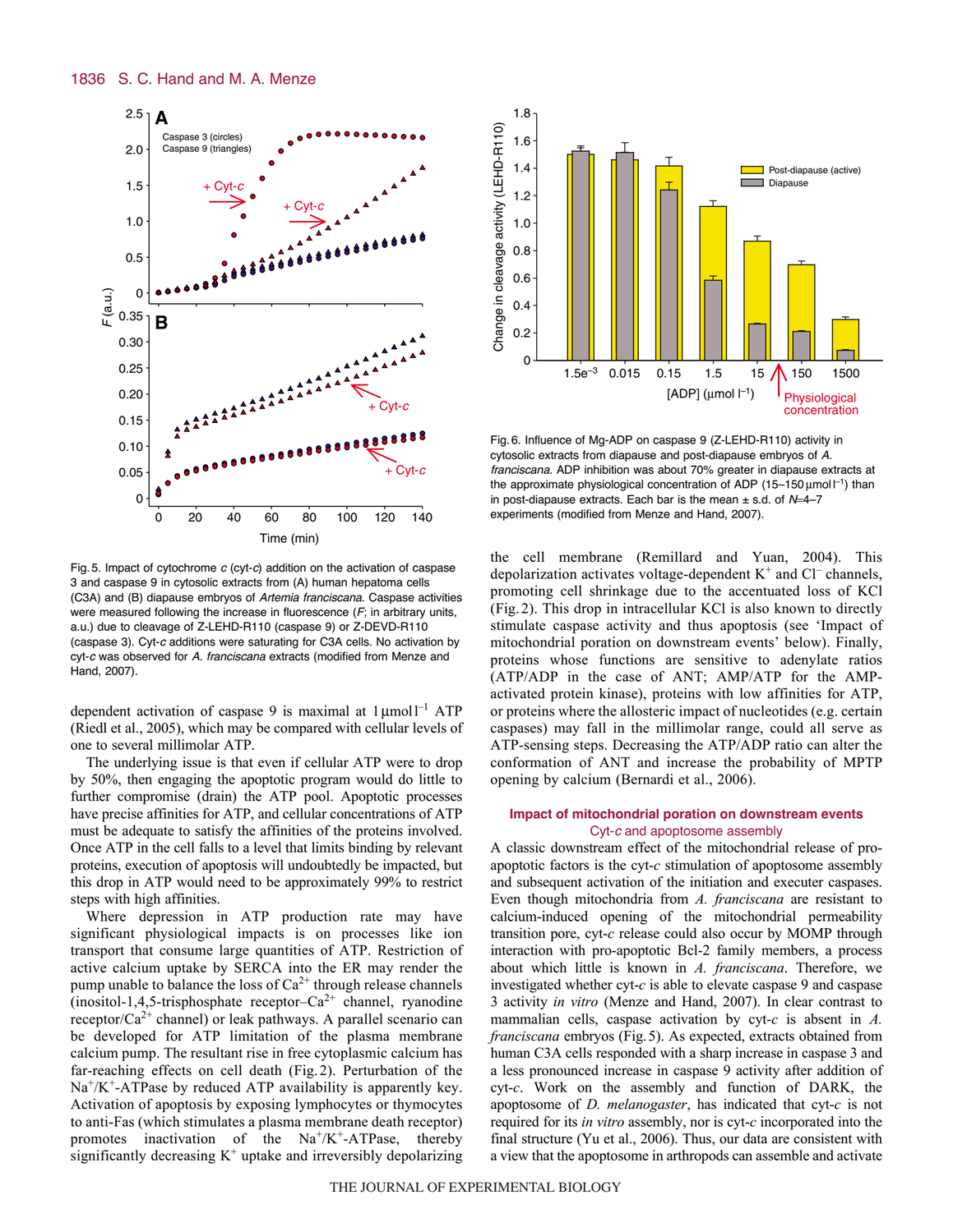Fig. 5. Impact of cytochrome *c* (cyt-*c*) addition on the activation of caspase 3 and caspase 9 in cytosolic extracts from (A) human hepatoma cells (C3A) and (B) diapause embryos of *Artemia franciscana*. Caspase activities were measured following the increase in fluorescence (*F*; in arbitrary units, a.u.) due to cleavage of Z-LEHD-R110 (caspase 9) or Z-DEVD-R110 (caspase 3). Cyt-*c* additions were saturating for C3A cells. No activation by cyt-*c* was observed for *A. franciscana* extracts (modified from Menze and Hand, 2007).

Fig. 6. Influence of Mg-ADP on caspase 9 (Z-LEHD-R110) activity in cytosolic extracts from diapause and post-diapause embryos of *A. franciscana*. ADP inhibition was about 70% greater in diapause extracts at the approximate physiological concentration of ADP (15–150 μmol $l^{-1}$) than in post-diapause extracts. Each bar is the mean ± s.d. of *N*=4–7 experiments (modified from Menze and Hand, 2007).

dependent activation of caspase 9 is maximal at 1 μmol $l^{-1}$ ATP (Riedl et al., 2005), which may be compared with cellular levels of one to several millimolar ATP.

The underlying issue is that even if cellular ATP were to drop by 50%, then engaging the apoptotic program would do little to further compromise (drain) the ATP pool. Apoptotic processes have precise affinities for ATP, and cellular concentrations of ATP must be adequate to satisfy the affinities of the proteins involved. Once ATP in the cell falls to a level that limits binding by relevant proteins, execution of apoptosis will undoubtedly be impacted, but this drop in ATP would need to be approximately 99% to restrict steps with high affinities.

Where depression in ATP production rate may have significant physiological impacts is on processes like ion transport that consume large quantities of ATP. Restriction of active calcium uptake by SERCA into the ER may render the pump unable to balance the loss of $Ca^{2+}$ through release channels (inositol-1,4,5-trisphosphate receptor–$Ca^{2+}$ channel, ryanodine receptor/$Ca^{2+}$ channel) or leak pathways. A parallel scenario can be developed for ATP limitation of the plasma membrane calcium pump. The resultant rise in free cytoplasmic calcium has far-reaching effects on cell death (Fig. 2). Perturbation of the $Na^+/K^+$-ATPase by reduced ATP availability is apparently key. Activation of apoptosis by exposing lymphocytes or thymocytes to anti-Fas (which stimulates a plasma membrane death receptor) promotes inactivation of the $Na^+/K^+$-ATPase, thereby significantly decreasing $K^+$ uptake and irreversibly depolarizing the cell membrane (Remillard and Yuan, 2004). This depolarization activates voltage-dependent $K^+$ and $Cl^-$ channels, promoting cell shrinkage due to the accentuated loss of KCl (Fig. 2). This drop in intracellular KCl is also known to directly stimulate caspase activity and thus apoptosis (see 'Impact of mitochondrial poration on downstream events' below). Finally, proteins whose functions are sensitive to adenylate ratios (ATP/ADP in the case of ANT; AMP/ATP for the AMP-activated protein kinase), proteins with low affinities for ATP, or proteins where the allosteric impact of nucleotides (e.g. certain caspases) may fall in the millimolar range, could all serve as ATP-sensing steps. Decreasing the ATP/ADP ratio can alter the conformation of ANT and increase the probability of MPTP opening by calcium (Bernardi et al., 2006).

## Impact of mitochondrial poration on downstream events

### Cyt-*c* and apoptosome assembly

A classic downstream effect of the mitochondrial release of pro-apoptotic factors is the cyt-*c* stimulation of apoptosome assembly and subsequent activation of the initiation and executer caspases. Even though mitochondria from *A. franciscana* are resistant to calcium-induced opening of the mitochondrial permeability transition pore, cyt-*c* release could also occur by MOMP through interaction with pro-apoptotic Bcl-2 family members, a process about which little is known in *A. franciscana*. Therefore, we investigated whether cyt-*c* is able to elevate caspase 9 and caspase 3 activity *in vitro* (Menze and Hand, 2007). In clear contrast to mammalian cells, caspase activation by cyt-*c* is absent in *A. franciscana* embryos (Fig. 5). As expected, extracts obtained from human C3A cells responded with a sharp increase in caspase 3 and a less pronounced increase in caspase 9 activity after addition of cyt-*c*. Work on the assembly and function of DARK, the apoptosome of *D. melanogaster*, has indicated that cyt-*c* is not required for its *in vitro* assembly, nor is cyt-*c* incorporated into the final structure (Yu et al., 2006). Thus, our data are consistent with a view that the apoptosome in arthropods can assemble and activate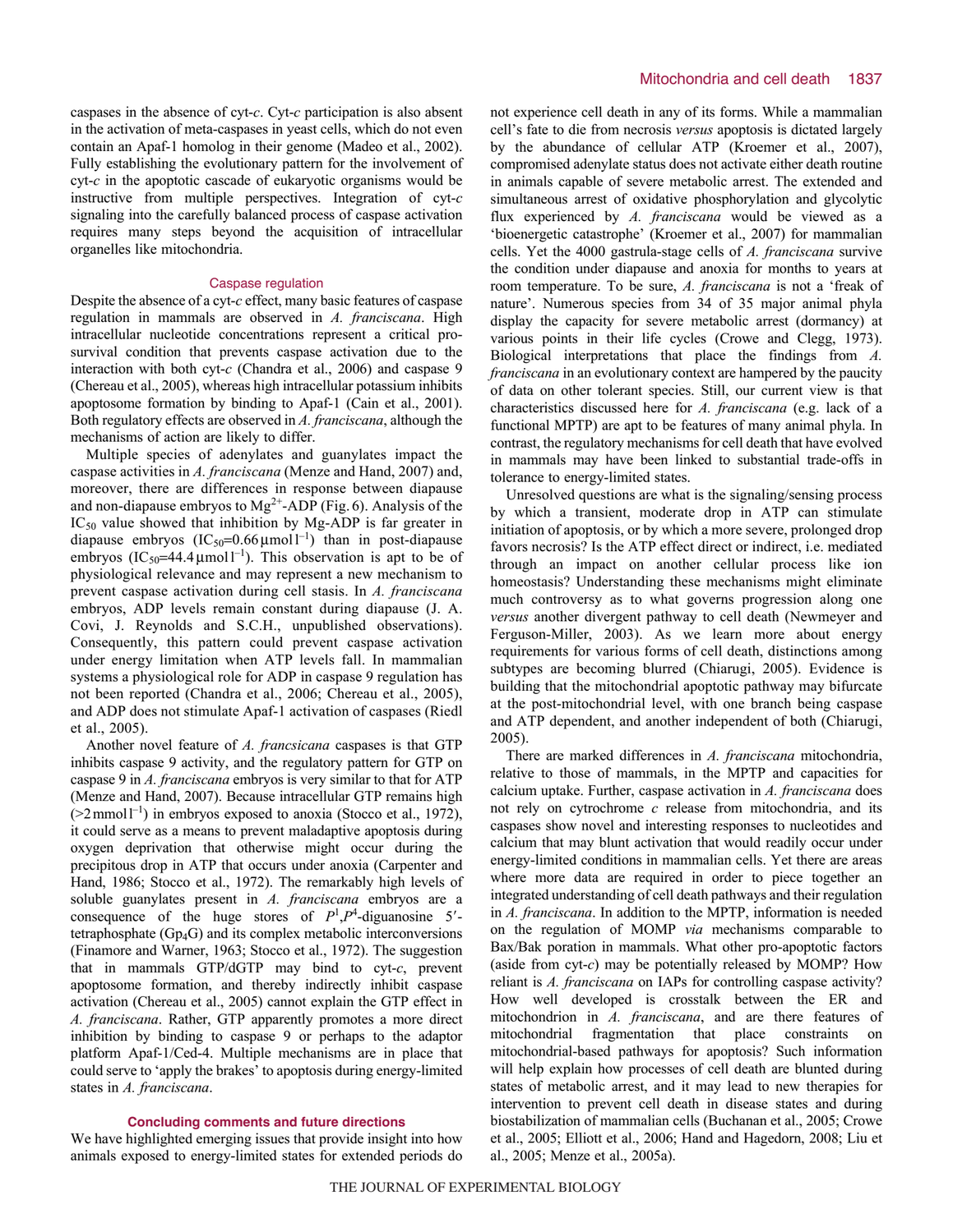caspases in the absence of cyt-*c*. Cyt-*c* participation is also absent in the activation of meta-caspases in yeast cells, which do not even contain an Apaf-1 homolog in their genome (Madeo et al., 2002). Fully establishing the evolutionary pattern for the involvement of cyt-*c* in the apoptotic cascade of eukaryotic organisms would be instructive from multiple perspectives. Integration of cyt-*c* signaling into the carefully balanced process of caspase activation requires many steps beyond the acquisition of intracellular organelles like mitochondria.

### Caspase regulation

Despite the absence of a cyt-*c* effect, many basic features of caspase regulation in mammals are observed in *A. franciscana*. High intracellular nucleotide concentrations represent a critical pro-survival condition that prevents caspase activation due to the interaction with both cyt-*c* (Chandra et al., 2006) and caspase 9 (Chereau et al., 2005), whereas high intracellular potassium inhibits apoptosome formation by binding to Apaf-1 (Cain et al., 2001). Both regulatory effects are observed in *A. franciscana*, although the mechanisms of action are likely to differ.

Multiple species of adenylates and guanylates impact the caspase activities in *A. franciscana* (Menze and Hand, 2007) and, moreover, there are differences in response between diapause and non-diapause embryos to $Mg^{2+}$-ADP (Fig. 6). Analysis of the $IC_{50}$ value showed that inhibition by Mg-ADP is far greater in diapause embryos ($IC_{50}$=0.66 μmol $l^{-1}$) than in post-diapause embryos ($IC_{50}$=44.4 μmol $l^{-1}$). This observation is apt to be of physiological relevance and may represent a new mechanism to prevent caspase activation during cell stasis. In *A. franciscana* embryos, ADP levels remain constant during diapause (J. A. Covi, J. Reynolds and S.C.H., unpublished observations). Consequently, this pattern could prevent caspase activation under energy limitation when ATP levels fall. In mammalian systems a physiological role for ADP in caspase 9 regulation has not been reported (Chandra et al., 2006; Chereau et al., 2005), and ADP does not stimulate Apaf-1 activation of caspases (Riedl et al., 2005).

Another novel feature of *A. francsicana* caspases is that GTP inhibits caspase 9 activity, and the regulatory pattern for GTP on caspase 9 in *A. franciscana* embryos is very similar to that for ATP (Menze and Hand, 2007). Because intracellular GTP remains high (>2 mmol $l^{-1}$) in embryos exposed to anoxia (Stocco et al., 1972), it could serve as a means to prevent maladaptive apoptosis during oxygen deprivation that otherwise might occur during the precipitous drop in ATP that occurs under anoxia (Carpenter and Hand, 1986; Stocco et al., 1972). The remarkably high levels of soluble guanylates present in *A. franciscana* embryos are a consequence of the huge stores of $P^1$,$P^4$-diguanosine 5′-tetraphosphate ($Gp_4G$) and its complex metabolic interconversions (Finamore and Warner, 1963; Stocco et al., 1972). The suggestion that in mammals GTP/dGTP may bind to cyt-*c*, prevent apoptosome formation, and thereby indirectly inhibit caspase activation (Chereau et al., 2005) cannot explain the GTP effect in *A. franciscana*. Rather, GTP apparently promotes a more direct inhibition by binding to caspase 9 or perhaps to the adaptor platform Apaf-1/Ced-4. Multiple mechanisms are in place that could serve to 'apply the brakes' to apoptosis during energy-limited states in *A. franciscana*.

## Concluding comments and future directions

We have highlighted emerging issues that provide insight into how animals exposed to energy-limited states for extended periods do not experience cell death in any of its forms. While a mammalian cell's fate to die from necrosis *versus* apoptosis is dictated largely by the abundance of cellular ATP (Kroemer et al., 2007), compromised adenylate status does not activate either death routine in animals capable of severe metabolic arrest. The extended and simultaneous arrest of oxidative phosphorylation and glycolytic flux experienced by *A. franciscana* would be viewed as a 'bioenergetic catastrophe' (Kroemer et al., 2007) for mammalian cells. Yet the 4000 gastrula-stage cells of *A. franciscana* survive the condition under diapause and anoxia for months to years at room temperature. To be sure, *A. franciscana* is not a 'freak of nature'. Numerous species from 34 of 35 major animal phyla display the capacity for severe metabolic arrest (dormancy) at various points in their life cycles (Crowe and Clegg, 1973). Biological interpretations that place the findings from *A. franciscana* in an evolutionary context are hampered by the paucity of data on other tolerant species. Still, our current view is that characteristics discussed here for *A. franciscana* (e.g. lack of a functional MPTP) are apt to be features of many animal phyla. In contrast, the regulatory mechanisms for cell death that have evolved in mammals may have been linked to substantial trade-offs in tolerance to energy-limited states.

Unresolved questions are what is the signaling/sensing process by which a transient, moderate drop in ATP can stimulate initiation of apoptosis, or by which a more severe, prolonged drop favors necrosis? Is the ATP effect direct or indirect, i.e. mediated through an impact on another cellular process like ion homeostasis? Understanding these mechanisms might eliminate much controversy as to what governs progression along one *versus* another divergent pathway to cell death (Newmeyer and Ferguson-Miller, 2003). As we learn more about energy requirements for various forms of cell death, distinctions among subtypes are becoming blurred (Chiarugi, 2005). Evidence is building that the mitochondrial apoptotic pathway may bifurcate at the post-mitochondrial level, with one branch being caspase and ATP dependent, and another independent of both (Chiarugi, 2005).

There are marked differences in *A. franciscana* mitochondria, relative to those of mammals, in the MPTP and capacities for calcium uptake. Further, caspase activation in *A. franciscana* does not rely on cytochrome *c* release from mitochondria, and its caspases show novel and interesting responses to nucleotides and calcium that may blunt activation that would readily occur under energy-limited conditions in mammalian cells. Yet there are areas where more data are required in order to piece together an integrated understanding of cell death pathways and their regulation in *A. franciscana*. In addition to the MPTP, information is needed on the regulation of MOMP *via* mechanisms comparable to Bax/Bak poration in mammals. What other pro-apoptotic factors (aside from cyt-*c*) may be potentially released by MOMP? How reliant is *A. franciscana* on IAPs for controlling caspase activity? How well developed is crosstalk between the ER and mitochondrion in *A. franciscana*, and are there features of mitochondrial fragmentation that place constraints on mitochondrial-based pathways for apoptosis? Such information will help explain how processes of cell death are blunted during states of metabolic arrest, and it may lead to new therapies for intervention to prevent cell death in disease states and during biostabilization of mammalian cells (Buchanan et al., 2005; Crowe et al., 2005; Elliott et al., 2006; Hand and Hagedorn, 2008; Liu et al., 2005; Menze et al., 2005a).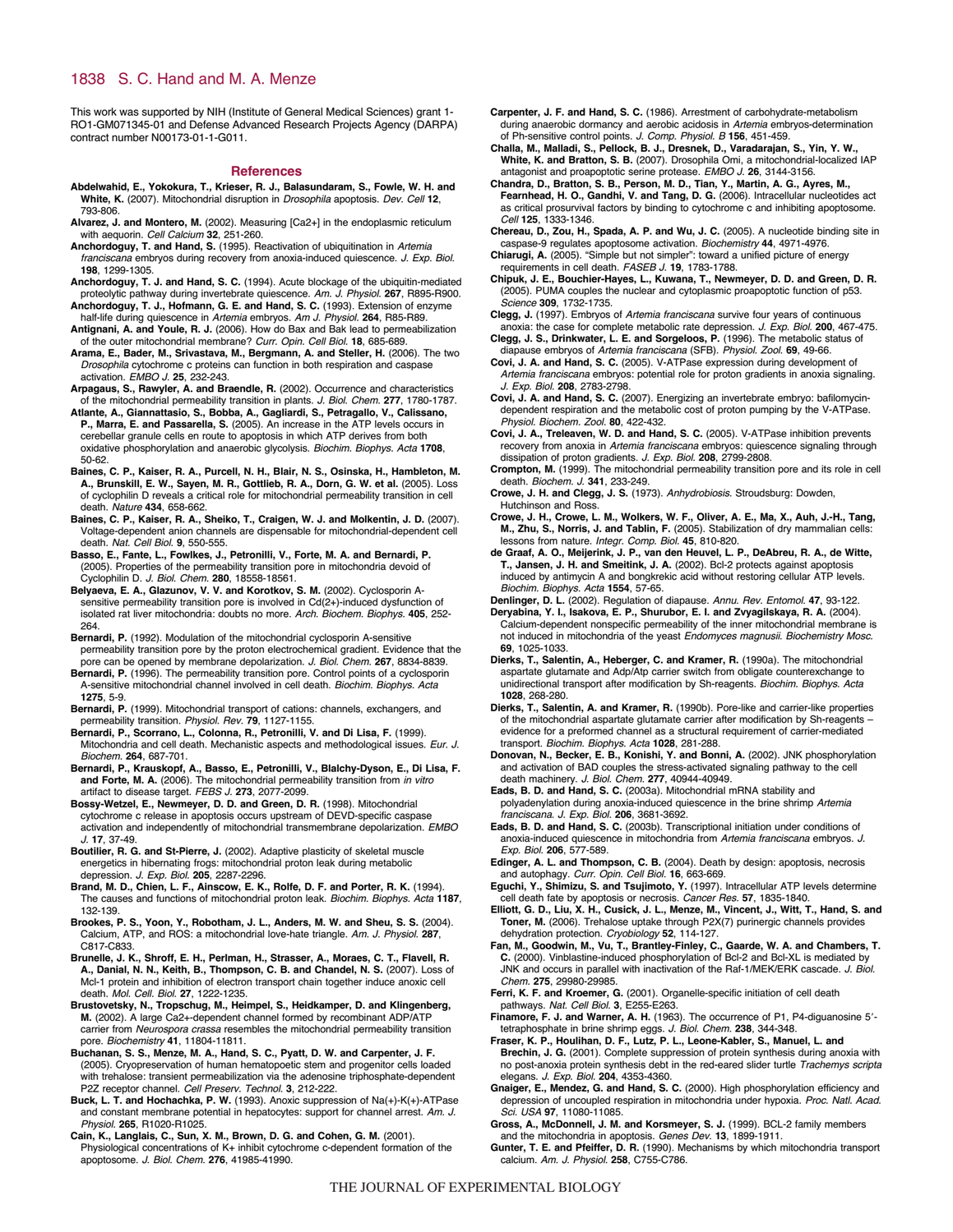This work was supported by NIH (Institute of General Medical Sciences) grant 1-RO1-GM071345-01 and Defense Advanced Research Projects Agency (DARPA) contract number N00173-01-1-G011.

## References

**Abdelwahid, E., Yokokura, T., Krieser, R. J., Balasundaram, S., Fowle, W. H. and White, K.** (2007). Mitochondrial disruption in *Drosophila* apoptosis. *Dev. Cell* **12**, 793-806.

**Alvarez, J. and Montero, M.** (2002). Measuring [Ca2+] in the endoplasmic reticulum with aequorin. *Cell Calcium* **32**, 251-260.

**Anchordoguy, T. and Hand, S.** (1995). Reactivation of ubiquitination in *Artemia franciscana* embryos during recovery from anoxia-induced quiescence. *J. Exp. Biol.* **198**, 1299-1305.

**Anchordoguy, T. J. and Hand, S. C.** (1994). Acute blockage of the ubiquitin-mediated proteolytic pathway during invertebrate quiescence. *Am. J. Physiol.* **267**, R895-R900.

**Anchordoguy, T. J., Hofmann, G. E. and Hand, S. C.** (1993). Extension of enzyme half-life during quiescence in *Artemia* embryos. *Am J. Physiol.* **264**, R85-R89.

**Antignani, A. and Youle, R. J.** (2006). How do Bax and Bak lead to permeabilization of the outer mitochondrial membrane? *Curr. Opin. Cell Biol.* **18**, 685-689.

**Arama, E., Bader, M., Srivastava, M., Bergmann, A. and Steller, H.** (2006). The two *Drosophila* cytochrome c proteins can function in both respiration and caspase activation. *EMBO J.* **25**, 232-243.

**Arpagaus, S., Rawyler, A. and Braendle, R.** (2002). Occurrence and characteristics of the mitochondrial permeability transition in plants. *J. Biol. Chem.* **277**, 1780-1787.

**Atlante, A., Giannattasio, S., Bobba, A., Gagliardi, S., Petragallo, V., Calissano, P., Marra, E. and Passarella, S.** (2005). An increase in the ATP levels occurs in cerebellar granule cells en route to apoptosis in which ATP derives from both oxidative phosphorylation and anaerobic glycolysis. *Biochim. Biophys. Acta* **1708**, 50-62.

**Baines, C. P., Kaiser, R. A., Purcell, N. H., Blair, N. S., Osinska, H., Hambleton, M. A., Brunskill, E. W., Sayen, M. R., Gottlieb, R. A., Dorn, G. W. et al.** (2005). Loss of cyclophilin D reveals a critical role for mitochondrial permeability transition in cell death. *Nature* **434**, 658-662.

**Baines, C. P., Kaiser, R. A., Sheiko, T., Craigen, W. J. and Molkentin, J. D.** (2007). Voltage-dependent anion channels are dispensable for mitochondrial-dependent cell death. *Nat. Cell Biol.* **9**, 550-555.

**Basso, E., Fante, L., Fowlkes, J., Petronilli, V., Forte, M. A. and Bernardi, P.** (2005). Properties of the permeability transition pore in mitochondria devoid of Cyclophilin D. *J. Biol. Chem.* **280**, 18558-18561.

**Belyaeva, E. A., Glazunov, V. V. and Korotkov, S. M.** (2002). Cyclosporin A-sensitive permeability transition pore is involved in Cd(2+)-induced dysfunction of isolated rat liver mitochondria: doubts no more. *Arch. Biochem. Biophys.* **405**, 252-264.

**Bernardi, P.** (1992). Modulation of the mitochondrial cyclosporin A-sensitive permeability transition pore by the proton electrochemical gradient. Evidence that the pore can be opened by membrane depolarization. *J. Biol. Chem.* **267**, 8834-8839.

**Bernardi, P.** (1996). The permeability transition pore. Control points of a cyclosporin A-sensitive mitochondrial channel involved in cell death. *Biochim. Biophys. Acta* **1275**, 5-9.

**Bernardi, P.** (1999). Mitochondrial transport of cations: channels, exchangers, and permeability transition. *Physiol. Rev.* **79**, 1127-1155.

**Bernardi, P., Scorrano, L., Colonna, R., Petronilli, V. and Di Lisa, F.** (1999). Mitochondria and cell death. Mechanistic aspects and methodological issues. *Eur. J. Biochem.* **264**, 687-701.

**Bernardi, P., Krauskopf, A., Basso, E., Petronilli, V., Blalchy-Dyson, E., Di Lisa, F. and Forte, M. A.** (2006). The mitochondrial permeability transition from *in vitro* artifact to disease target. *FEBS J.* **273**, 2077-2099.

**Bossy-Wetzel, E., Newmeyer, D. D. and Green, D. R.** (1998). Mitochondrial cytochrome c release in apoptosis occurs upstream of DEVD-specific caspase activation and independently of mitochondrial transmembrane depolarization. *EMBO J.* **17**, 37-49.

**Boutilier, R. G. and St-Pierre, J.** (2002). Adaptive plasticity of skeletal muscle energetics in hibernating frogs: mitochondrial proton leak during metabolic depression. *J. Exp. Biol.* **205**, 2287-2296.

**Brand, M. D., Chien, L. F., Ainscow, E. K., Rolfe, D. F. and Porter, R. K.** (1994). The causes and functions of mitochondrial proton leak. *Biochim. Biophys. Acta* **1187**, 132-139.

**Brookes, P. S., Yoon, Y., Robotham, J. L., Anders, M. W. and Sheu, S. S.** (2004). Calcium, ATP, and ROS: a mitochondrial love-hate triangle. *Am. J. Physiol.* **287**, C817-C833.

**Brunelle, J. K., Shroff, E. H., Perlman, H., Strasser, A., Moraes, C. T., Flavell, R. A., Danial, N. N., Keith, B., Thompson, C. B. and Chandel, N. S.** (2007). Loss of Mcl-1 protein and inhibition of electron transport chain together induce anoxic cell death. *Mol. Cell. Biol.* **27**, 1222-1235.

**Brustovetsky, N., Tropschug, M., Heimpel, S., Heidkamper, D. and Klingenberg, M.** (2002). A large Ca2+-dependent channel formed by recombinant ADP/ATP carrier from *Neurospora crassa* resembles the mitochondrial permeability transition pore. *Biochemistry* **41**, 11804-11811.

**Buchanan, S. S., Menze, M. A., Hand, S. C., Pyatt, D. W. and Carpenter, J. F.** (2005). Cryopreservation of human hematopoetic stem and progenitor cells loaded with trehalose: transient permeabilization via the adenosine triphosphate-dependent P2Z receptor channel. *Cell Preserv. Technol.* **3**, 212-222.

**Buck, L. T. and Hochachka, P. W.** (1993). Anoxic suppression of Na(+)-K(+)-ATPase and constant membrane potential in hepatocytes: support for channel arrest. *Am. J. Physiol.* **265**, R1020-R1025.

**Cain, K., Langlais, C., Sun, X. M., Brown, D. G. and Cohen, G. M.** (2001). Physiological concentrations of K+ inhibit cytochrome c-dependent formation of the apoptosome. *J. Biol. Chem.* **276**, 41985-41990.

**Carpenter, J. F. and Hand, S. C.** (1986). Arrestment of carbohydrate-metabolism during anaerobic dormancy and aerobic acidosis in *Artemia* embryos-determination of Ph-sensitive control points. *J. Comp. Physiol. B* **156**, 451-459.

**Challa, M., Malladi, S., Pellock, B. J., Dresnek, D., Varadarajan, S., Yin, Y. W., White, K. and Bratton, S. B.** (2007). Drosophila Omi, a mitochondrial-localized IAP antagonist and proapoptotic serine protease. *EMBO J.* **26**, 3144-3156.

**Chandra, D., Bratton, S. B., Person, M. D., Tian, Y., Martin, A. G., Ayres, M., Fearnhead, H. O., Gandhi, V. and Tang, D. G.** (2006). Intracellular nucleotides act as critical prosurvival factors by binding to cytochrome c and inhibiting apoptosome. *Cell* **125**, 1333-1346.

**Chereau, D., Zou, H., Spada, A. P. and Wu, J. C.** (2005). A nucleotide binding site in caspase-9 regulates apoptosome activation. *Biochemistry* **44**, 4971-4976.

**Chiarugi, A.** (2005). "Simple but not simpler": toward a unified picture of energy requirements in cell death. *FASEB J.* **19**, 1783-1788.

**Chipuk, J. E., Bouchier-Hayes, L., Kuwana, T., Newmeyer, D. D. and Green, D. R.** (2005). PUMA couples the nuclear and cytoplasmic proapoptotic function of p53. *Science* **309**, 1732-1735.

**Clegg, J.** (1997). Embryos of *Artemia franciscana* survive four years of continuous anoxia: the case for complete metabolic rate depression. *J. Exp. Biol.* **200**, 467-475.

**Clegg, J. S., Drinkwater, L. E. and Sorgeloos, P.** (1996). The metabolic status of diapause embryos of *Artemia franciscana* (SFB). *Physiol. Zool.* **69**, 49-66.

**Covi, J. A. and Hand, S. C.** (2005). V-ATPase expression during development of *Artemia franciscana* embryos: potential role for proton gradients in anoxia signaling. *J. Exp. Biol.* **208**, 2783-2798.

**Covi, J. A. and Hand, S. C.** (2007). Energizing an invertebrate embryo: bafilomycin-dependent respiration and the metabolic cost of proton pumping by the V-ATPase. *Physiol. Biochem. Zool.* **80**, 422-432.

**Covi, J. A., Treleaven, W. D. and Hand, S. C.** (2005). V-ATPase inhibition prevents recovery from anoxia in *Artemia franciscana* embryos: quiescence signaling through dissipation of proton gradients. *J. Exp. Biol.* **208**, 2799-2808.

**Crompton, M.** (1999). The mitochondrial permeability transition pore and its role in cell death. *Biochem. J.* **341**, 233-249.

**Crowe, J. H. and Clegg, J. S.** (1973). *Anhydrobiosis.* Stroudsburg: Dowden, Hutchinson and Ross.

**Crowe, J. H., Crowe, L. M., Wolkers, W. F., Oliver, A. E., Ma, X., Auh, J.-H., Tang, M., Zhu, S., Norris, J. and Tablin, F.** (2005). Stabilization of dry mammalian cells: lessons from nature. *Integr. Comp. Biol.* **45**, 810-820.

**de Graaf, A. O., Meijerink, J. P., van den Heuvel, L. P., DeAbreu, R. A., de Witte, T., Jansen, J. H. and Smeitink, J. A.** (2002). Bcl-2 protects against apoptosis induced by antimycin A and bongkrekic acid without restoring cellular ATP levels. *Biochim. Biophys. Acta* **1554**, 57-65.

**Denlinger, D. L.** (2002). Regulation of diapause. *Annu. Rev. Entomol.* **47**, 93-122.

**Deryabina, Y. I., Isakova, E. P., Shurubor, E. I. and Zvyagilskaya, R. A.** (2004). Calcium-dependent nonspecific permeability of the inner mitochondrial membrane is not induced in mitochondria of the yeast *Endomyces magnusii*. *Biochemistry Mosc.* **69**, 1025-1033.

**Dierks, T., Salentin, A., Heberger, C. and Kramer, R.** (1990a). The mitochondrial aspartate glutamate and Adp/Atp carrier switch from obligate counterexchange to unidirectional transport after modification by Sh-reagents. *Biochim. Biophys. Acta* **1028**, 268-280.

**Dierks, T., Salentin, A. and Kramer, R.** (1990b). Pore-like and carrier-like properties of the mitochondrial aspartate glutamate carrier after modification by Sh-reagents – evidence for a preformed channel as a structural requirement of carrier-mediated transport. *Biochim. Biophys. Acta* **1028**, 281-288.

**Donovan, N., Becker, E. B., Konishi, Y. and Bonni, A.** (2002). JNK phosphorylation and activation of BAD couples the stress-activated signaling pathway to the cell death machinery. *J. Biol. Chem.* **277**, 40944-40949.

**Eads, B. D. and Hand, S. C.** (2003a). Mitochondrial mRNA stability and polyadenylation during anoxia-induced quiescence in the brine shrimp *Artemia franciscana*. *J. Exp. Biol.* **206**, 3681-3692.

**Eads, B. D. and Hand, S. C.** (2003b). Transcriptional initiation under conditions of anoxia-induced quiescence in mitochondria from *Artemia franciscana* embryos. *J. Exp. Biol.* **206**, 577-589.

**Edinger, A. L. and Thompson, C. B.** (2004). Death by design: apoptosis, necrosis and autophagy. *Curr. Opin. Cell Biol.* **16**, 663-669.

**Eguchi, Y., Shimizu, S. and Tsujimoto, Y.** (1997). Intracellular ATP levels determine cell death fate by apoptosis or necrosis. *Cancer Res.* **57**, 1835-1840.

**Elliott, G. D., Liu, X. H., Cusick, J. L., Menze, M., Vincent, J., Witt, T., Hand, S. and Toner, M.** (2006). Trehalose uptake through P2X(7) purinergic channels provides dehydration protection. *Cryobiology* **52**, 114-127.

**Fan, M., Goodwin, M., Vu, T., Brantley-Finley, C., Gaarde, W. A. and Chambers, T. C.** (2000). Vinblastine-induced phosphorylation of Bcl-2 and Bcl-XL is mediated by JNK and occurs in parallel with inactivation of the Raf-1/MEK/ERK cascade. *J. Biol. Chem.* **275**, 29980-29985.

**Ferri, K. F. and Kroemer, G.** (2001). Organelle-specific initiation of cell death pathways. *Nat. Cell Biol.* **3**, E255-E263.

**Finamore, F. J. and Warner, A. H.** (1963). The occurrence of P1, P4-diguanosine 5′-tetraphosphate in brine shrimp eggs. *J. Biol. Chem.* **238**, 344-348.

**Fraser, K. P., Houlihan, D. F., Lutz, P. L., Leone-Kabler, S., Manuel, L. and Brechin, J. G.** (2001). Complete suppression of protein synthesis during anoxia with no post-anoxia protein synthesis debt in the red-eared slider turtle *Trachemys scripta elegans*. *J. Exp. Biol.* **204**, 4353-4360.

**Gnaiger, E., Mendez, G. and Hand, S. C.** (2000). High phosphorylation efficiency and depression of uncoupled respiration in mitochondria under hypoxia. *Proc. Natl. Acad. Sci. USA* **97**, 11080-11085.

**Gross, A., McDonnell, J. M. and Korsmeyer, S. J.** (1999). BCL-2 family members and the mitochondria in apoptosis. *Genes Dev.* **13**, 1899-1911.

**Gunter, T. E. and Pfeiffer, D. R.** (1990). Mechanisms by which mitochondria transport calcium. *Am. J. Physiol.* **258**, C755-C786.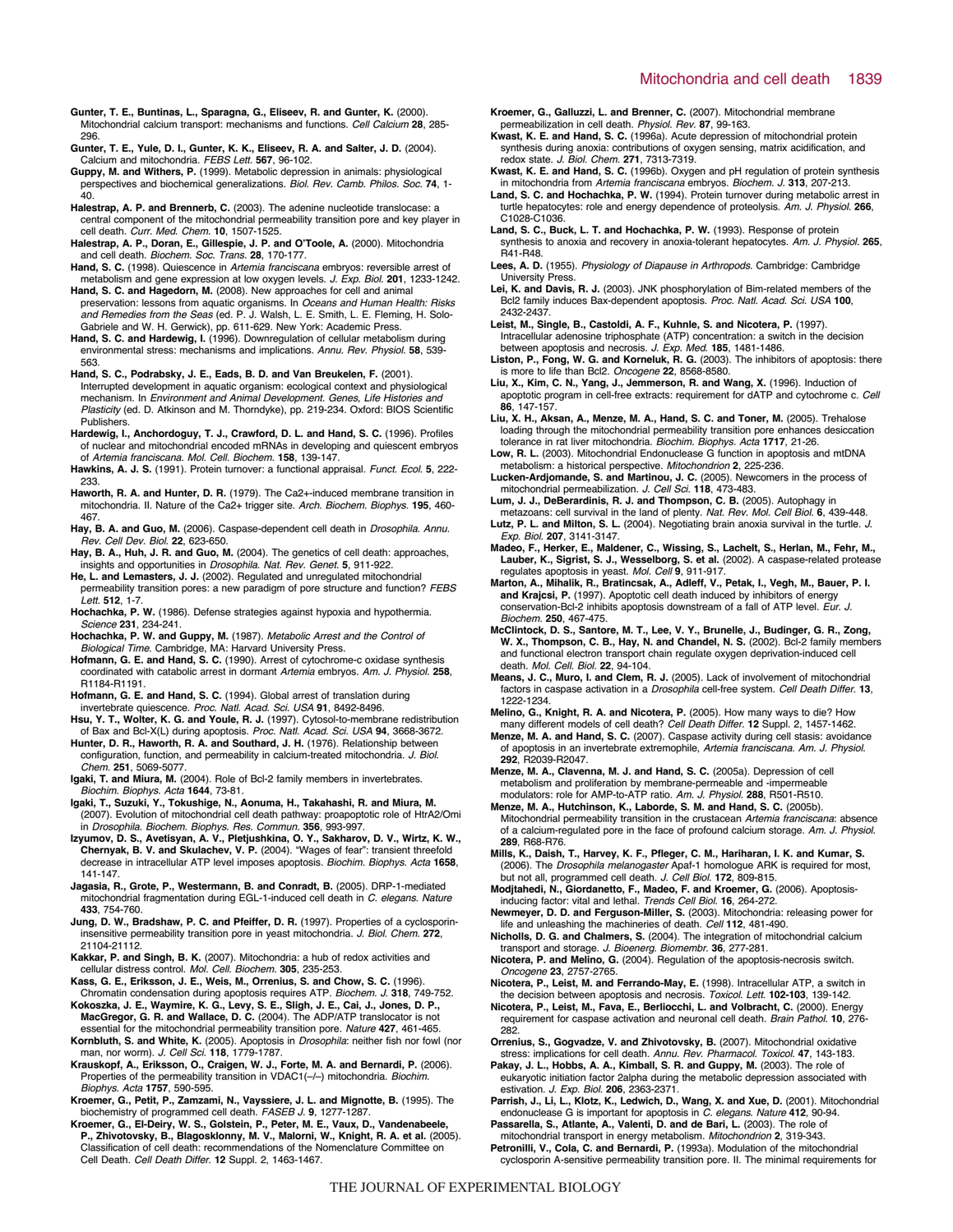**Gunter, T. E., Buntinas, L., Sparagna, G., Eliseev, R. and Gunter, K.** (2000). Mitochondrial calcium transport: mechanisms and functions. *Cell Calcium* **28**, 285-296.

**Gunter, T. E., Yule, D. I., Gunter, K. K., Eliseev, R. A. and Salter, J. D.** (2004). Calcium and mitochondria. *FEBS Lett.* **567**, 96-102.

**Guppy, M. and Withers, P.** (1999). Metabolic depression in animals: physiological perspectives and biochemical generalizations. *Biol. Rev. Camb. Philos. Soc.* **74**, 1-40.

**Halestrap, A. P. and Brennerb, C.** (2003). The adenine nucleotide translocase: a central component of the mitochondrial permeability transition pore and key player in cell death. *Curr. Med. Chem.* **10**, 1507-1525.

**Halestrap, A. P., Doran, E., Gillespie, J. P. and O'Toole, A.** (2000). Mitochondria and cell death. *Biochem. Soc. Trans.* **28**, 170-177.

**Hand, S. C.** (1998). Quiescence in *Artemia franciscana* embryos: reversible arrest of metabolism and gene expression at low oxygen levels. *J. Exp. Biol.* **201**, 1233-1242.

**Hand, S. C. and Hagedorn, M.** (2008). New approaches for cell and animal preservation: lessons from aquatic organisms. In *Oceans and Human Health: Risks and Remedies from the Seas* (ed. P. J. Walsh, L. E. Smith, L. E. Fleming, H. Solo-Gabriele and W. H. Gerwick), pp. 611-629. New York: Academic Press.

**Hand, S. C. and Hardewig, I.** (1996). Downregulation of cellular metabolism during environmental stress: mechanisms and implications. *Annu. Rev. Physiol.* **58**, 539-563.

**Hand, S. C., Podrabsky, J. E., Eads, B. D. and Van Breukelen, F.** (2001). Interrupted development in aquatic organism: ecological context and physiological mechanism. In *Environment and Animal Development. Genes, Life Histories and Plasticity* (ed. D. Atkinson and M. Thorndyke), pp. 219-234. Oxford: BIOS Scientific Publishers.

**Hardewig, I., Anchordoguy, T. J., Crawford, D. L. and Hand, S. C.** (1996). Profiles of nuclear and mitochondrial encoded mRNAs in developing and quiescent embryos of *Artemia franciscana*. *Mol. Cell. Biochem.* **158**, 139-147.

**Hawkins, A. J. S.** (1991). Protein turnover: a functional appraisal. *Funct. Ecol.* **5**, 222-233.

**Haworth, R. A. and Hunter, D. R.** (1979). The Ca2+-induced membrane transition in mitochondria. II. Nature of the Ca2+ trigger site. *Arch. Biochem. Biophys.* **195**, 460-467.

**Hay, B. A. and Guo, M.** (2006). Caspase-dependent cell death in *Drosophila*. *Annu. Rev. Cell Dev. Biol.* **22**, 623-650.

**Hay, B. A., Huh, J. R. and Guo, M.** (2004). The genetics of cell death: approaches, insights and opportunities in *Drosophila*. *Nat. Rev. Genet.* **5**, 911-922.

**He, L. and Lemasters, J. J.** (2002). Regulated and unregulated mitochondrial permeability transition pores: a new paradigm of pore structure and function? *FEBS Lett.* **512**, 1-7.

**Hochachka, P. W.** (1986). Defense strategies against hypoxia and hypothermia. *Science* **231**, 234-241.

**Hochachka, P. W. and Guppy, M.** (1987). *Metabolic Arrest and the Control of Biological Time*. Cambridge, MA: Harvard University Press.

**Hofmann, G. E. and Hand, S. C.** (1990). Arrest of cytochrome-c oxidase synthesis coordinated with catabolic arrest in dormant *Artemia* embryos. *Am. J. Physiol.* **258**, R1184-R1191.

**Hofmann, G. E. and Hand, S. C.** (1994). Global arrest of translation during invertebrate quiescence. *Proc. Natl. Acad. Sci. USA* **91**, 8492-8496.

**Hsu, Y. T., Wolter, K. G. and Youle, R. J.** (1997). Cytosol-to-membrane redistribution of Bax and Bcl-X(L) during apoptosis. *Proc. Natl. Acad. Sci. USA* **94**, 3668-3672.

**Hunter, D. R., Haworth, R. A. and Southard, J. H.** (1976). Relationship between configuration, function, and permeability in calcium-treated mitochondria. *J. Biol. Chem.* **251**, 5069-5077.

**Igaki, T. and Miura, M.** (2004). Role of Bcl-2 family members in invertebrates. *Biochim. Biophys. Acta* **1644**, 73-81.

**Igaki, T., Suzuki, Y., Tokushige, N., Aonuma, H., Takahashi, R. and Miura, M.** (2007). Evolution of mitochondrial cell death pathway: proapoptotic role of HtrA2/Omi in *Drosophila*. *Biochem. Biophys. Res. Commun.* **356**, 993-997.

**Izyumov, D. S., Avetisyan, A. V., Pletjushkina, O. Y., Sakharov, D. V., Wirtz, K. W., Chernyak, B. V. and Skulachev, V. P.** (2004). "Wages of fear": transient threefold decrease in intracellular ATP level imposes apoptosis. *Biochim. Biophys. Acta* **1658**, 141-147.

**Jagasia, R., Grote, P., Westermann, B. and Conradt, B.** (2005). DRP-1-mediated mitochondrial fragmentation during EGL-1-induced cell death in *C. elegans*. *Nature* **433**, 754-760.

**Jung, D. W., Bradshaw, P. C. and Pfeiffer, D. R.** (1997). Properties of a cyclosporin-insensitive permeability transition pore in yeast mitochondria. *J. Biol. Chem.* **272**, 21104-21112.

**Kakkar, P. and Singh, B. K.** (2007). Mitochondria: a hub of redox activities and cellular distress control. *Mol. Cell. Biochem.* **305**, 235-253.

**Kass, G. E., Eriksson, J. E., Weis, M., Orrenius, S. and Chow, S. C.** (1996). Chromatin condensation during apoptosis requires ATP. *Biochem. J.* **318**, 749-752.

**Kokoszka, J. E., Waymire, K. G., Levy, S. E., Sligh, J. E., Cai, J., Jones, D. P., MacGregor, G. R. and Wallace, D. C.** (2004). The ADP/ATP translocator is not essential for the mitochondrial permeability transition pore. *Nature* **427**, 461-465.

**Kornbluth, S. and White, K.** (2005). Apoptosis in *Drosophila*: neither fish nor fowl (nor man, nor worm). *J. Cell Sci.* **118**, 1779-1787.

**Krauskopf, A., Eriksson, O., Craigen, W. J., Forte, M. A. and Bernardi, P.** (2006). Properties of the permeability transition in VDAC1(–/–) mitochondria. *Biochim. Biophys. Acta* **1757**, 590-595.

**Kroemer, G., Petit, P., Zamzami, N., Vayssiere, J. L. and Mignotte, B.** (1995). The biochemistry of programmed cell death. *FASEB J.* **9**, 1277-1287.

**Kroemer, G., El-Deiry, W. S., Golstein, P., Peter, M. E., Vaux, D., Vandenabeele, P., Zhivotovsky, B., Blagosklonny, M. V., Malorni, W., Knight, R. A. et al.** (2005). Classification of cell death: recommendations of the Nomenclature Committee on Cell Death. *Cell Death Differ.* **12** Suppl. 2, 1463-1467.

**Kroemer, G., Galluzzi, L. and Brenner, C.** (2007). Mitochondrial membrane permeabilization in cell death. *Physiol. Rev.* **87**, 99-163.

**Kwast, K. E. and Hand, S. C.** (1996a). Acute depression of mitochondrial protein synthesis during anoxia: contributions of oxygen sensing, matrix acidification, and redox state. *J. Biol. Chem.* **271**, 7313-7319.

**Kwast, K. E. and Hand, S. C.** (1996b). Oxygen and pH regulation of protein synthesis in mitochondria from *Artemia franciscana* embryos. *Biochem. J.* **313**, 207-213.

**Land, S. C. and Hochachka, P. W.** (1994). Protein turnover during metabolic arrest in turtle hepatocytes: role and energy dependence of proteolysis. *Am. J. Physiol.* **266**, C1028-C1036.

**Land, S. C., Buck, L. T. and Hochachka, P. W.** (1993). Response of protein synthesis to anoxia and recovery in anoxia-tolerant hepatocytes. *Am. J. Physiol.* **265**, R41-R48.

**Lees, A. D.** (1955). *Physiology of Diapause in Arthropods*. Cambridge: Cambridge University Press.

**Lei, K. and Davis, R. J.** (2003). JNK phosphorylation of Bim-related members of the Bcl2 family induces Bax-dependent apoptosis. *Proc. Natl. Acad. Sci. USA* **100**, 2432-2437.

**Leist, M., Single, B., Castoldi, A. F., Kuhnle, S. and Nicotera, P.** (1997). Intracellular adenosine triphosphate (ATP) concentration: a switch in the decision between apoptosis and necrosis. *J. Exp. Med.* **185**, 1481-1486.

**Liston, P., Fong, W. G. and Korneluk, R. G.** (2003). The inhibitors of apoptosis: there is more to life than Bcl2. *Oncogene* **22**, 8568-8580.

**Liu, X., Kim, C. N., Yang, J., Jemmerson, R. and Wang, X.** (1996). Induction of apoptotic program in cell-free extracts: requirement for dATP and cytochrome c. *Cell* **86**, 147-157.

**Liu, X. H., Aksan, A., Menze, M. A., Hand, S. C. and Toner, M.** (2005). Trehalose loading through the mitochondrial permeability transition pore enhances desiccation tolerance in rat liver mitochondria. *Biochim. Biophys. Acta* **1717**, 21-26.

**Low, R. L.** (2003). Mitochondrial Endonuclease G function in apoptosis and mtDNA metabolism: a historical perspective. *Mitochondrion* **2**, 225-236.

**Lucken-Ardjomande, S. and Martinou, J. C.** (2005). Newcomers in the process of mitochondrial permeabilization. *J. Cell Sci.* **118**, 473-483.

**Lum, J. J., DeBerardinis, R. J. and Thompson, C. B.** (2005). Autophagy in metazoans: cell survival in the land of plenty. *Nat. Rev. Mol. Cell Biol.* **6**, 439-448.

**Lutz, P. L. and Milton, S. L.** (2004). Negotiating brain anoxia survival in the turtle. *J. Exp. Biol.* **207**, 3141-3147.

**Madeo, F., Herker, E., Maldener, C., Wissing, S., Lachelt, S., Herlan, M., Fehr, M., Lauber, K., Sigrist, S. J., Wesselborg, S. et al.** (2002). A caspase-related protease regulates apoptosis in yeast. *Mol. Cell* **9**, 911-917.

**Marton, A., Mihalik, R., Bratincsak, A., Adleff, V., Petak, I., Vegh, M., Bauer, P. I. and Krajcsi, P.** (1997). Apoptotic cell death induced by inhibitors of energy conservation-Bcl-2 inhibits apoptosis downstream of a fall of ATP level. *Eur. J. Biochem.* **250**, 467-475.

**McClintock, D. S., Santore, M. T., Lee, V. Y., Brunelle, J., Budinger, G. R., Zong, W. X., Thompson, C. B., Hay, N. and Chandel, N. S.** (2002). Bcl-2 family members and functional electron transport chain regulate oxygen deprivation-induced cell death. *Mol. Cell. Biol.* **22**, 94-104.

**Means, J. C., Muro, I. and Clem, R. J.** (2005). Lack of involvement of mitochondrial factors in caspase activation in a *Drosophila* cell-free system. *Cell Death Differ.* **13**, 1222-1234.

**Melino, G., Knight, R. A. and Nicotera, P.** (2005). How many ways to die? How many different models of cell death? *Cell Death Differ.* **12** Suppl. 2, 1457-1462.

**Menze, M. A. and Hand, S. C.** (2007). Caspase activity during cell stasis: avoidance of apoptosis in an invertebrate extremophile, *Artemia franciscana*. *Am. J. Physiol.* **292**, R2039-R2047.

**Menze, M. A., Clavenna, M. J. and Hand, S. C.** (2005a). Depression of cell metabolism and proliferation by membrane-permeable and -impermeable modulators: role for AMP-to-ATP ratio. *Am. J. Physiol.* **288**, R501-R510.

**Menze, M. A., Hutchinson, K., Laborde, S. M. and Hand, S. C.** (2005b). Mitochondrial permeability transition in the crustacean *Artemia franciscana*: absence of a calcium-regulated pore in the face of profound calcium storage. *Am. J. Physiol.* **289**, R68-R76.

**Mills, K., Daish, T., Harvey, K. F., Pfleger, C. M., Hariharan, I. K. and Kumar, S.** (2006). The *Drosophila melanogaster* Apaf-1 homologue ARK is required for most, but not all, programmed cell death. *J. Cell Biol.* **172**, 809-815.

**Modjtahedi, N., Giordanetto, F., Madeo, F. and Kroemer, G.** (2006). Apoptosis-inducing factor: vital and lethal. *Trends Cell Biol.* **16**, 264-272.

**Newmeyer, D. D. and Ferguson-Miller, S.** (2003). Mitochondria: releasing power for life and unleashing the machineries of death. *Cell* **112**, 481-490.

**Nicholls, D. G. and Chalmers, S.** (2004). The integration of mitochondrial calcium transport and storage. *J. Bioenerg. Biomembr.* **36**, 277-281.

**Nicotera, P. and Melino, G.** (2004). Regulation of the apoptosis-necrosis switch. *Oncogene* **23**, 2757-2765.

**Nicotera, P., Leist, M. and Ferrando-May, E.** (1998). Intracellular ATP, a switch in the decision between apoptosis and necrosis. *Toxicol. Lett.* **102-103**, 139-142.

**Nicotera, P., Leist, M., Fava, E., Berliocchi, L. and Volbracht, C.** (2000). Energy requirement for caspase activation and neuronal cell death. *Brain Pathol.* **10**, 276-282.

**Orrenius, S., Gogvadze, V. and Zhivotovsky, B.** (2007). Mitochondrial oxidative stress: implications for cell death. *Annu. Rev. Pharmacol. Toxicol.* **47**, 143-183.

**Pakay, J. L., Hobbs, A. A., Kimball, S. R. and Guppy, M.** (2003). The role of eukaryotic initiation factor 2alpha during the metabolic depression associated with estivation. *J. Exp. Biol.* **206**, 2363-2371.

**Parrish, J., Li, L., Klotz, K., Ledwich, D., Wang, X. and Xue, D.** (2001). Mitochondrial endonuclease G is important for apoptosis in *C. elegans*. *Nature* **412**, 90-94.

**Passarella, S., Atlante, A., Valenti, D. and de Bari, L.** (2003). The role of mitochondrial transport in energy metabolism. *Mitochondrion* **2**, 319-343.

**Petronilli, V., Cola, C. and Bernardi, P.** (1993a). Modulation of the mitochondrial cyclosporin A-sensitive permeability transition pore. II. The minimal requirements for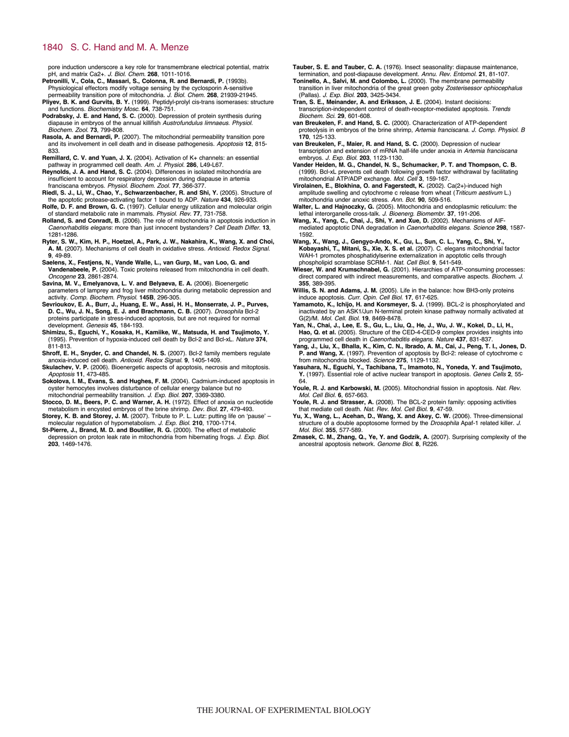pore induction underscore a key role for transmembrane electrical potential, matrix pH, and matrix Ca2+. *J. Biol. Chem.* **268**, 1011-1016.

**Petronilli, V., Cola, C., Massari, S., Colonna, R. and Bernardi, P.** (1993b). Physiological effectors modify voltage sensing by the cyclosporin A-sensitive permeability transition pore of mitochondria. *J. Biol. Chem.* **268**, 21939-21945.

**Pliyev, B. K. and Gurvits, B. Y.** (1999). Peptidyl-prolyl cis-trans isomerases: structure and functions. *Biochemistry Mosc.* **64**, 738-751.

**Podrabsky, J. E. and Hand, S. C.** (2000). Depression of protein synthesis during diapause in embryos of the annual killifish *Austrofundulus limnaeus*. *Physiol. Biochem. Zool.* **73**, 799-808.

**Rasola, A. and Bernardi, P.** (2007). The mitochondrial permeability transition pore and its involvement in cell death and in disease pathogenesis. *Apoptosis* **12**, 815-833.

**Remillard, C. V. and Yuan, J. X.** (2004). Activation of K+ channels: an essential pathway in programmed cell death. *Am. J. Physiol.* **286**, L49-L67.

**Reynolds, J. A. and Hand, S. C.** (2004). Differences in isolated mitochondria are insufficient to account for respiratory depression during diapause in artemia franciscana embryos. *Physiol. Biochem. Zool.* **77**, 366-377.

**Riedl, S. J., Li, W., Chao, Y., Schwarzenbacher, R. and Shi, Y.** (2005). Structure of the apoptotic protease-activating factor 1 bound to ADP. *Nature* **434**, 926-933.

**Rolfe, D. F. and Brown, G. C.** (1997). Cellular energy utilization and molecular origin of standard metabolic rate in mammals. *Physiol. Rev.* **77**, 731-758.

**Rolland, S. and Conradt, B.** (2006). The role of mitochondria in apoptosis induction in *Caenorhabditis elegans*: more than just innocent bystanders? *Cell Death Differ.* **13**, 1281-1286.

**Ryter, S. W., Kim, H. P., Hoetzel, A., Park, J. W., Nakahira, K., Wang, X. and Choi, A. M.** (2007). Mechanisms of cell death in oxidative stress. *Antioxid. Redox Signal.* **9**, 49-89.

**Saelens, X., Festjens, N., Vande Walle, L., van Gurp, M., van Loo, G. and Vandenabeele, P.** (2004). Toxic proteins released from mitochondria in cell death. *Oncogene* **23**, 2861-2874.

**Savina, M. V., Emelyanova, L. V. and Belyaeva, E. A.** (2006). Bioenergetic parameters of lamprey and frog liver mitochondria during metabolic depression and activity. *Comp. Biochem. Physiol.* **145B**, 296-305.

**Sevrioukov, E. A., Burr, J., Huang, E. W., Assi, H. H., Monserrate, J. P., Purves, D. C., Wu, J. N., Song, E. J. and Brachmann, C. B.** (2007). *Drosophila* Bcl-2 proteins participate in stress-induced apoptosis, but are not required for normal development. *Genesis* **45**, 184-193.

**Shimizu, S., Eguchi, Y., Kosaka, H., Kamiike, W., Matsuda, H. and Tsujimoto, Y.** (1995). Prevention of hypoxia-induced cell death by Bcl-2 and Bcl-xL. *Nature* **374**, 811-813.

**Shroff, E. H., Snyder, C. and Chandel, N. S.** (2007). Bcl-2 family members regulate anoxia-induced cell death. *Antioxid. Redox Signal.* **9**, 1405-1409.

**Skulachev, V. P.** (2006). Bioenergetic aspects of apoptosis, necrosis and mitoptosis. *Apoptosis* **11**, 473-485.

**Sokolova, I. M., Evans, S. and Hughes, F. M.** (2004). Cadmium-induced apoptosis in oyster hemocytes involves disturbance of cellular energy balance but no mitochondrial permeability transition. *J. Exp. Biol.* **207**, 3369-3380.

**Stocco, D. M., Beers, P. C. and Warner, A. H.** (1972). Effect of anoxia on nucleotide metabolism in encysted embryos of the brine shrimp. *Dev. Biol.* **27**, 479-493.

**Storey, K. B. and Storey, J. M.** (2007). Tribute to P. L. Lutz: putting life on 'pause' – molecular regulation of hypometabolism. *J. Exp. Biol.* **210**, 1700-1714.

**St-Pierre, J., Brand, M. D. and Boutilier, R. G.** (2000). The effect of metabolic depression on proton leak rate in mitochondria from hibernating frogs. *J. Exp. Biol.* **203**, 1469-1476.

**Tauber, S. E. and Tauber, C. A.** (1976). Insect seasonality: diapause maintenance, termination, and post-diapause development. *Annu. Rev. Entomol.* **21**, 81-107.

**Toninello, A., Salvi, M. and Colombo, L.** (2000). The membrane permeability transition in liver mitochondria of the great green goby *Zosterisessor ophiocephalus* (Pallas). *J. Exp. Biol.* **203**, 3425-3434.

**Tran, S. E., Meinander, A. and Eriksson, J. E.** (2004). Instant decisions: transcription-independent control of death-receptor-mediated apoptosis. *Trends Biochem. Sci.* **29**, 601-608.

**van Breukelen, F. and Hand, S. C.** (2000). Characterization of ATP-dependent proteolysis in embryos of the brine shrimp, *Artemia franciscana*. *J. Comp. Physiol. B* **170**, 125-133.

**van Breukelen, F., Maier, R. and Hand, S. C.** (2000). Depression of nuclear transcription and extension of mRNA half-life under anoxia in *Artemia franciscana* embryos. *J. Exp. Biol.* **203**, 1123-1130.

**Vander Heiden, M. G., Chandel, N. S., Schumacker, P. T. and Thompson, C. B.** (1999). Bcl-xL prevents cell death following growth factor withdrawal by facilitating mitochondrial ATP/ADP exchange. *Mol. Cell* **3**, 159-167.

**Virolainen, E., Blokhina, O. and Fagerstedt, K.** (2002). Ca(2+)-induced high amplitude swelling and cytochrome c release from wheat (*Triticum aestivum* L.) mitochondria under anoxic stress. *Ann. Bot.* **90**, 509-516.

**Walter, L. and Hajnoczky, G.** (2005). Mitochondria and endoplasmic reticulum: the lethal interorganelle cross-talk. *J. Bioenerg. Biomembr.* **37**, 191-206.

**Wang, X., Yang, C., Chai, J., Shi, Y. and Xue, D.** (2002). Mechanisms of AIF-mediated apoptotic DNA degradation in *Caenorhabditis elegans*. *Science* **298**, 1587-1592.

**Wang, X., Wang, J., Gengyo-Ando, K., Gu, L., Sun, C. L., Yang, C., Shi, Y., Kobayashi, T., Mitani, S., Xie, X. S. et al.** (2007). C. elegans mitochondrial factor WAH-1 promotes phosphatidylserine externalization in apoptotic cells through phospholipid scramblase SCRM-1. *Nat. Cell Biol.* **9**, 541-549.

**Wieser, W. and Krumschnabel, G.** (2001). Hierarchies of ATP-consuming processes: direct compared with indirect measurements, and comparative aspects. *Biochem. J.* **355**, 389-395.

**Willis, S. N. and Adams, J. M.** (2005). Life in the balance: how BH3-only proteins induce apoptosis. *Curr. Opin. Cell Biol.* **17**, 617-625.

**Yamamoto, K., Ichijo, H. and Korsmeyer, S. J.** (1999). BCL-2 is phosphorylated and inactivated by an ASK1/Jun N-terminal protein kinase pathway normally activated at G(2)/M. *Mol. Cell. Biol.* **19**, 8469-8478.

**Yan, N., Chai, J., Lee, E. S., Gu, L., Liu, Q., He, J., Wu, J. W., Kokel, D., Li, H., Hao, Q. et al.** (2005). Structure of the CED-4-CED-9 complex provides insights into programmed cell death in *Caenorhabditis elegans*. *Nature* **437**, 831-837.

**Yang, J., Liu, X., Bhalla, K., Kim, C. N., Ibrado, A. M., Cai, J., Peng, T. I., Jones, D. P. and Wang, X.** (1997). Prevention of apoptosis by Bcl-2: release of cytochrome c from mitochondria blocked. *Science* **275**, 1129-1132.

**Yasuhara, N., Eguchi, Y., Tachibana, T., Imamoto, N., Yoneda, Y. and Tsujimoto, Y.** (1997). Essential role of active nuclear transport in apoptosis. *Genes Cells* **2**, 55-64.

**Youle, R. J. and Karbowski, M.** (2005). Mitochondrial fission in apoptosis. *Nat. Rev. Mol. Cell Biol.* **6**, 657-663.

**Youle, R. J. and Strasser, A.** (2008). The BCL-2 protein family: opposing activities that mediate cell death. *Nat. Rev. Mol. Cell Biol.* **9**, 47-59.

**Yu, X., Wang, L., Acehan, D., Wang, X. and Akey, C. W.** (2006). Three-dimensional structure of a double apoptosome formed by the *Drosophila* Apaf-1 related killer. *J. Mol. Biol.* **355**, 577-589.

**Zmasek, C. M., Zhang, Q., Ye, Y. and Godzik, A.** (2007). Surprising complexity of the ancestral apoptosis network. *Genome Biol.* **8**, R226.